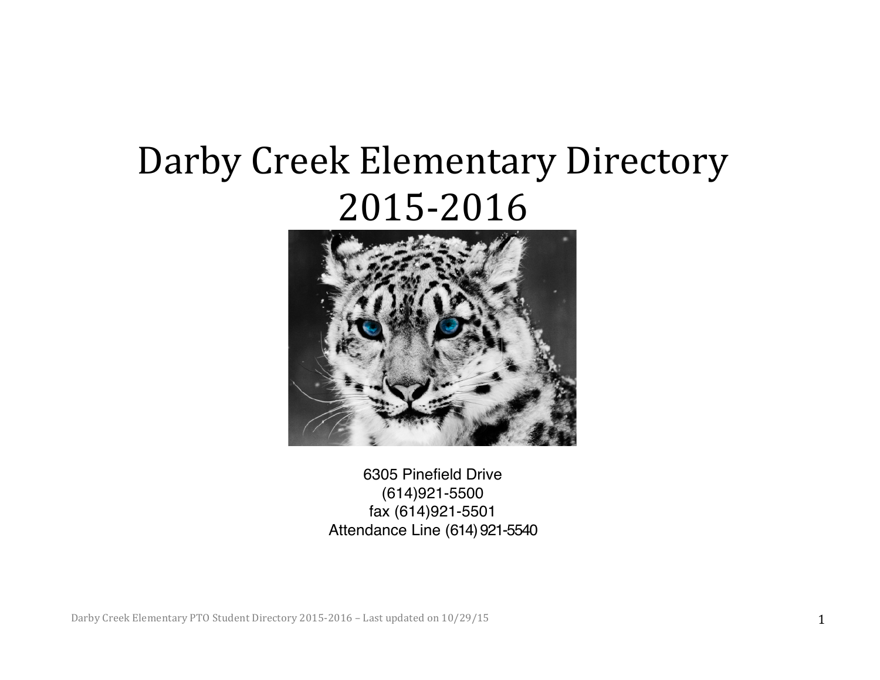# Darby Creek Elementary Directory 2015-2016

6305 Pinefield Drive
(614)921-5500
fax (614)921-5501
Attendance Line (614) 921-5540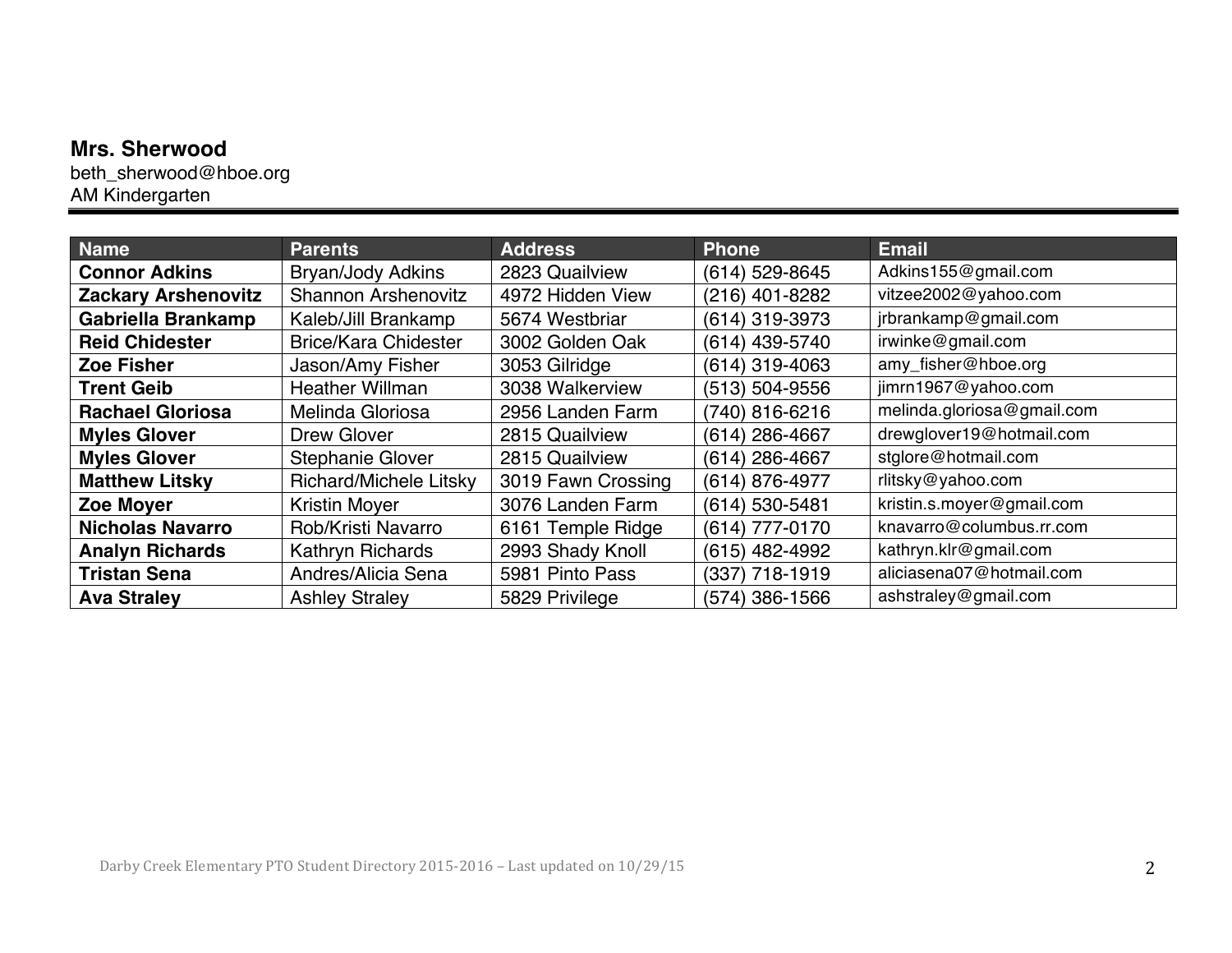**Mrs. Sherwood**
beth_sherwood@hboe.org
AM Kindergarten

| Name | Parents | Address | Phone | Email |
|---|---|---|---|---|
| **Connor Adkins** | Bryan/Jody Adkins | 2823 Quailview | (614) 529-8645 | Adkins155@gmail.com |
| **Zackary Arshenovitz** | Shannon Arshenovitz | 4972 Hidden View | (216) 401-8282 | vitzee2002@yahoo.com |
| **Gabriella Brankamp** | Kaleb/Jill Brankamp | 5674 Westbriar | (614) 319-3973 | jrbrankamp@gmail.com |
| **Reid Chidester** | Brice/Kara Chidester | 3002 Golden Oak | (614) 439-5740 | irwinke@gmail.com |
| **Zoe Fisher** | Jason/Amy Fisher | 3053 Gilridge | (614) 319-4063 | amy_fisher@hboe.org |
| **Trent Geib** | Heather Willman | 3038 Walkerview | (513) 504-9556 | jimrn1967@yahoo.com |
| **Rachael Gloriosa** | Melinda Gloriosa | 2956 Landen Farm | (740) 816-6216 | melinda.gloriosa@gmail.com |
| **Myles Glover** | Drew Glover | 2815 Quailview | (614) 286-4667 | drewglover19@hotmail.com |
| **Myles Glover** | Stephanie Glover | 2815 Quailview | (614) 286-4667 | stglore@hotmail.com |
| **Matthew Litsky** | Richard/Michele Litsky | 3019 Fawn Crossing | (614) 876-4977 | rlitsky@yahoo.com |
| **Zoe Moyer** | Kristin Moyer | 3076 Landen Farm | (614) 530-5481 | kristin.s.moyer@gmail.com |
| **Nicholas Navarro** | Rob/Kristi Navarro | 6161 Temple Ridge | (614) 777-0170 | knavarro@columbus.rr.com |
| **Analyn Richards** | Kathryn Richards | 2993 Shady Knoll | (615) 482-4992 | kathryn.klr@gmail.com |
| **Tristan Sena** | Andres/Alicia Sena | 5981 Pinto Pass | (337) 718-1919 | aliciasena07@hotmail.com |
| **Ava Straley** | Ashley Straley | 5829 Privilege | (574) 386-1566 | ashstraley@gmail.com |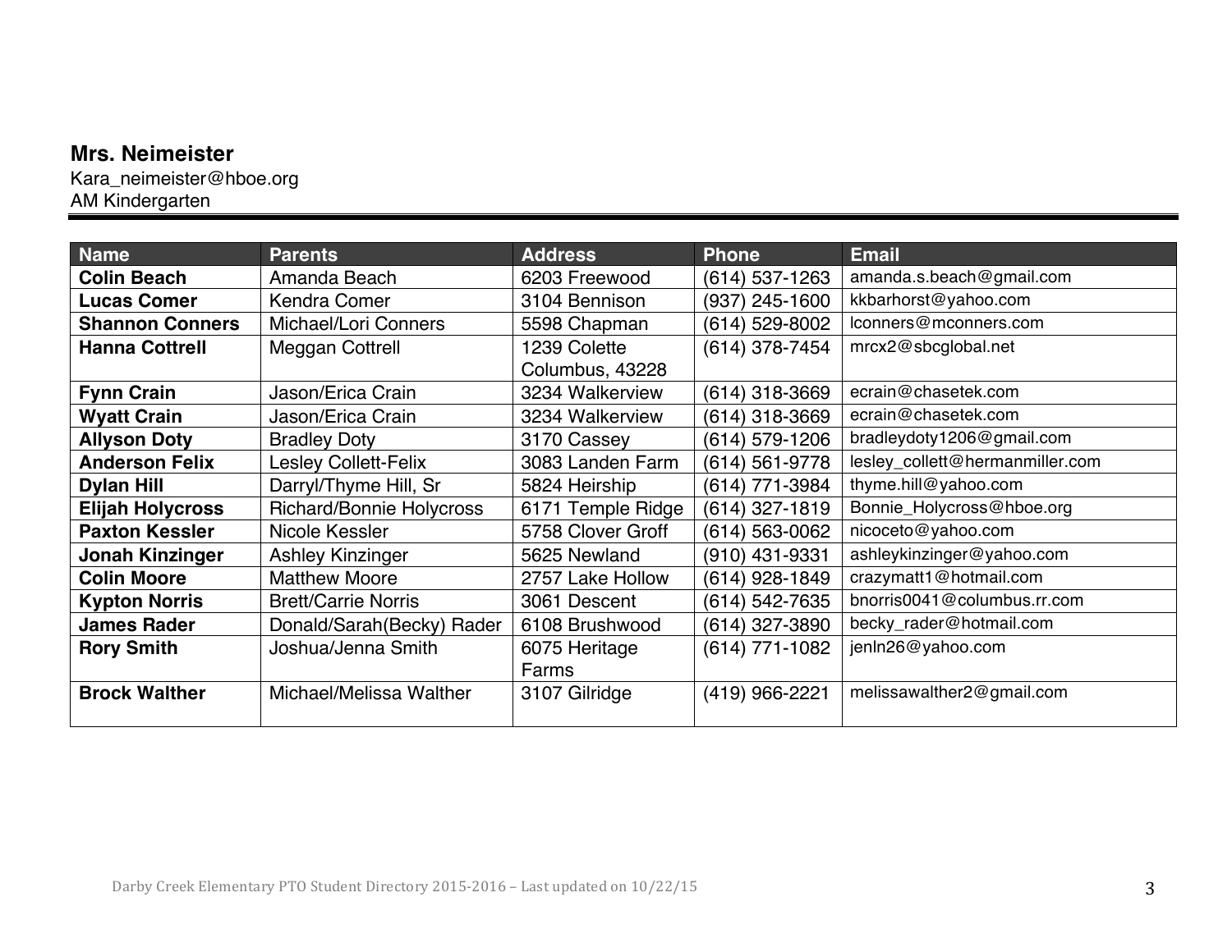**Mrs. Neimeister**
Kara_neimeister@hboe.org
AM Kindergarten

| Name | Parents | Address | Phone | Email |
|---|---|---|---|---|
| **Colin Beach** | Amanda Beach | 6203 Freewood | (614) 537-1263 | amanda.s.beach@gmail.com |
| **Lucas Comer** | Kendra Comer | 3104 Bennison | (937) 245-1600 | kkbarhorst@yahoo.com |
| **Shannon Conners** | Michael/Lori Conners | 5598 Chapman | (614) 529-8002 | lconners@mconners.com |
| **Hanna Cottrell** | Meggan Cottrell | 1239 Colette Columbus, 43228 | (614) 378-7454 | mrcx2@sbcglobal.net |
| **Fynn Crain** | Jason/Erica Crain | 3234 Walkerview | (614) 318-3669 | ecrain@chasetek.com |
| **Wyatt Crain** | Jason/Erica Crain | 3234 Walkerview | (614) 318-3669 | ecrain@chasetek.com |
| **Allyson Doty** | Bradley Doty | 3170 Cassey | (614) 579-1206 | bradleydoty1206@gmail.com |
| **Anderson Felix** | Lesley Collett-Felix | 3083 Landen Farm | (614) 561-9778 | lesley_collett@hermanmiller.com |
| **Dylan Hill** | Darryl/Thyme Hill, Sr | 5824 Heirship | (614) 771-3984 | thyme.hill@yahoo.com |
| **Elijah Holycross** | Richard/Bonnie Holycross | 6171 Temple Ridge | (614) 327-1819 | Bonnie_Holycross@hboe.org |
| **Paxton Kessler** | Nicole Kessler | 5758 Clover Groff | (614) 563-0062 | nicoceto@yahoo.com |
| **Jonah Kinzinger** | Ashley Kinzinger | 5625 Newland | (910) 431-9331 | ashleykinzinger@yahoo.com |
| **Colin Moore** | Matthew Moore | 2757 Lake Hollow | (614) 928-1849 | crazymatt1@hotmail.com |
| **Kypton Norris** | Brett/Carrie Norris | 3061 Descent | (614) 542-7635 | bnorris0041@columbus.rr.com |
| **James Rader** | Donald/Sarah(Becky) Rader | 6108 Brushwood | (614) 327-3890 | becky_rader@hotmail.com |
| **Rory Smith** | Joshua/Jenna Smith | 6075 Heritage Farms | (614) 771-1082 | jenln26@yahoo.com |
| **Brock Walther** | Michael/Melissa Walther | 3107 Gilridge | (419) 966-2221 | melissawalther2@gmail.com |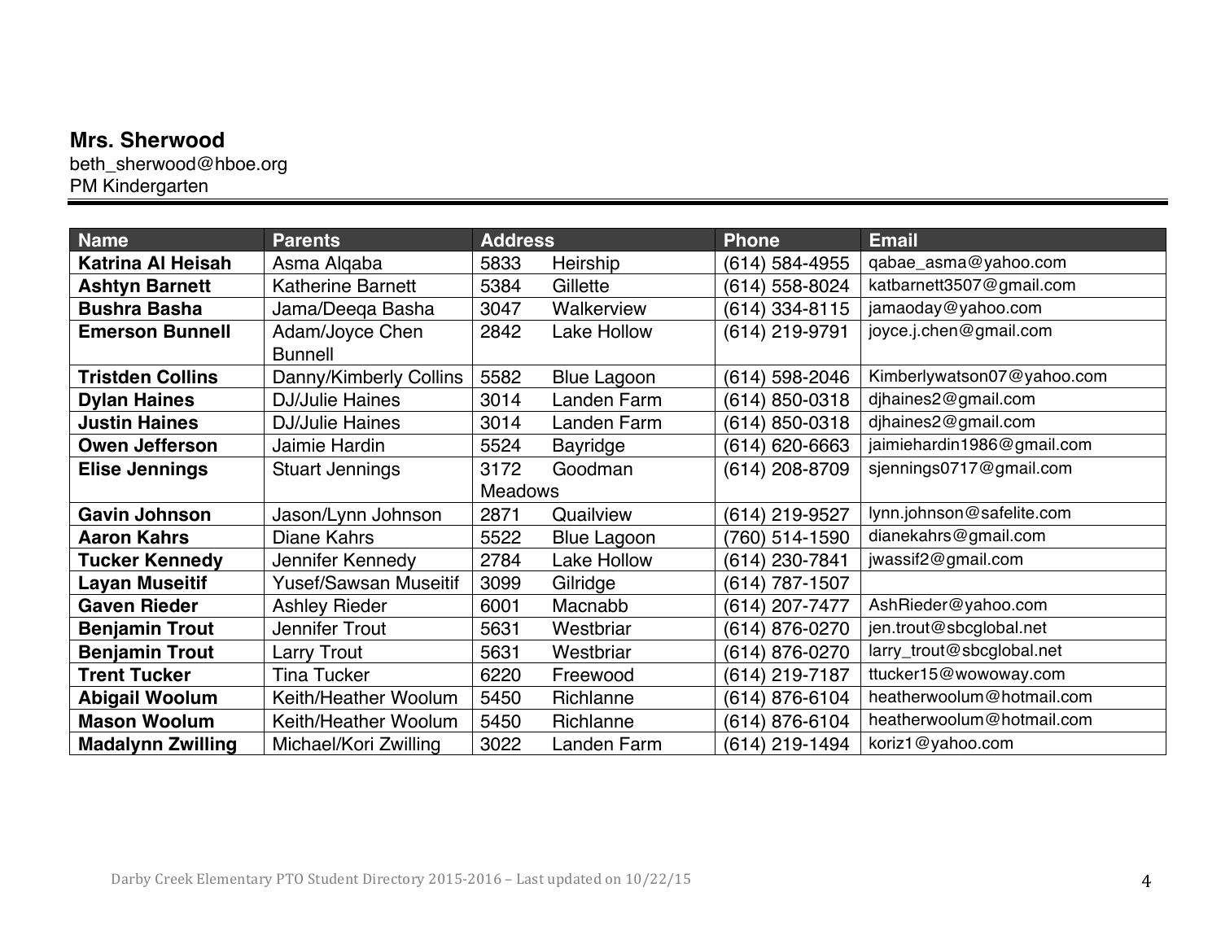**Mrs. Sherwood**
beth_sherwood@hboe.org
PM Kindergarten

| Name | Parents | Address | Phone | Email |
|---|---|---|---|---|
| **Katrina Al Heisah** | Asma Alqaba | 5833 Heirship | (614) 584-4955 | qabae_asma@yahoo.com |
| **Ashtyn Barnett** | Katherine Barnett | 5384 Gillette | (614) 558-8024 | katbarnett3507@gmail.com |
| **Bushra Basha** | Jama/Deeqa Basha | 3047 Walkerview | (614) 334-8115 | jamaoday@yahoo.com |
| **Emerson Bunnell** | Adam/Joyce Chen Bunnell | 2842 Lake Hollow | (614) 219-9791 | joyce.j.chen@gmail.com |
| **Tristden Collins** | Danny/Kimberly Collins | 5582 Blue Lagoon | (614) 598-2046 | Kimberlywatson07@yahoo.com |
| **Dylan Haines** | DJ/Julie Haines | 3014 Landen Farm | (614) 850-0318 | djhaines2@gmail.com |
| **Justin Haines** | DJ/Julie Haines | 3014 Landen Farm | (614) 850-0318 | djhaines2@gmail.com |
| **Owen Jefferson** | Jaimie Hardin | 5524 Bayridge | (614) 620-6663 | jaimiehardin1986@gmail.com |
| **Elise Jennings** | Stuart Jennings | 3172 Goodman Meadows | (614) 208-8709 | sjennings0717@gmail.com |
| **Gavin Johnson** | Jason/Lynn Johnson | 2871 Quailview | (614) 219-9527 | lynn.johnson@safelite.com |
| **Aaron Kahrs** | Diane Kahrs | 5522 Blue Lagoon | (760) 514-1590 | dianekahrs@gmail.com |
| **Tucker Kennedy** | Jennifer Kennedy | 2784 Lake Hollow | (614) 230-7841 | jwassif2@gmail.com |
| **Layan Museitif** | Yusef/Sawsan Museitif | 3099 Gilridge | (614) 787-1507 | |
| **Gaven Rieder** | Ashley Rieder | 6001 Macnabb | (614) 207-7477 | AshRieder@yahoo.com |
| **Benjamin Trout** | Jennifer Trout | 5631 Westbriar | (614) 876-0270 | jen.trout@sbcglobal.net |
| **Benjamin Trout** | Larry Trout | 5631 Westbriar | (614) 876-0270 | larry_trout@sbcglobal.net |
| **Trent Tucker** | Tina Tucker | 6220 Freewood | (614) 219-7187 | ttucker15@wowoway.com |
| **Abigail Woolum** | Keith/Heather Woolum | 5450 Richlanne | (614) 876-6104 | heatherwoolum@hotmail.com |
| **Mason Woolum** | Keith/Heather Woolum | 5450 Richlanne | (614) 876-6104 | heatherwoolum@hotmail.com |
| **Madalynn Zwilling** | Michael/Kori Zwilling | 3022 Landen Farm | (614) 219-1494 | koriz1@yahoo.com |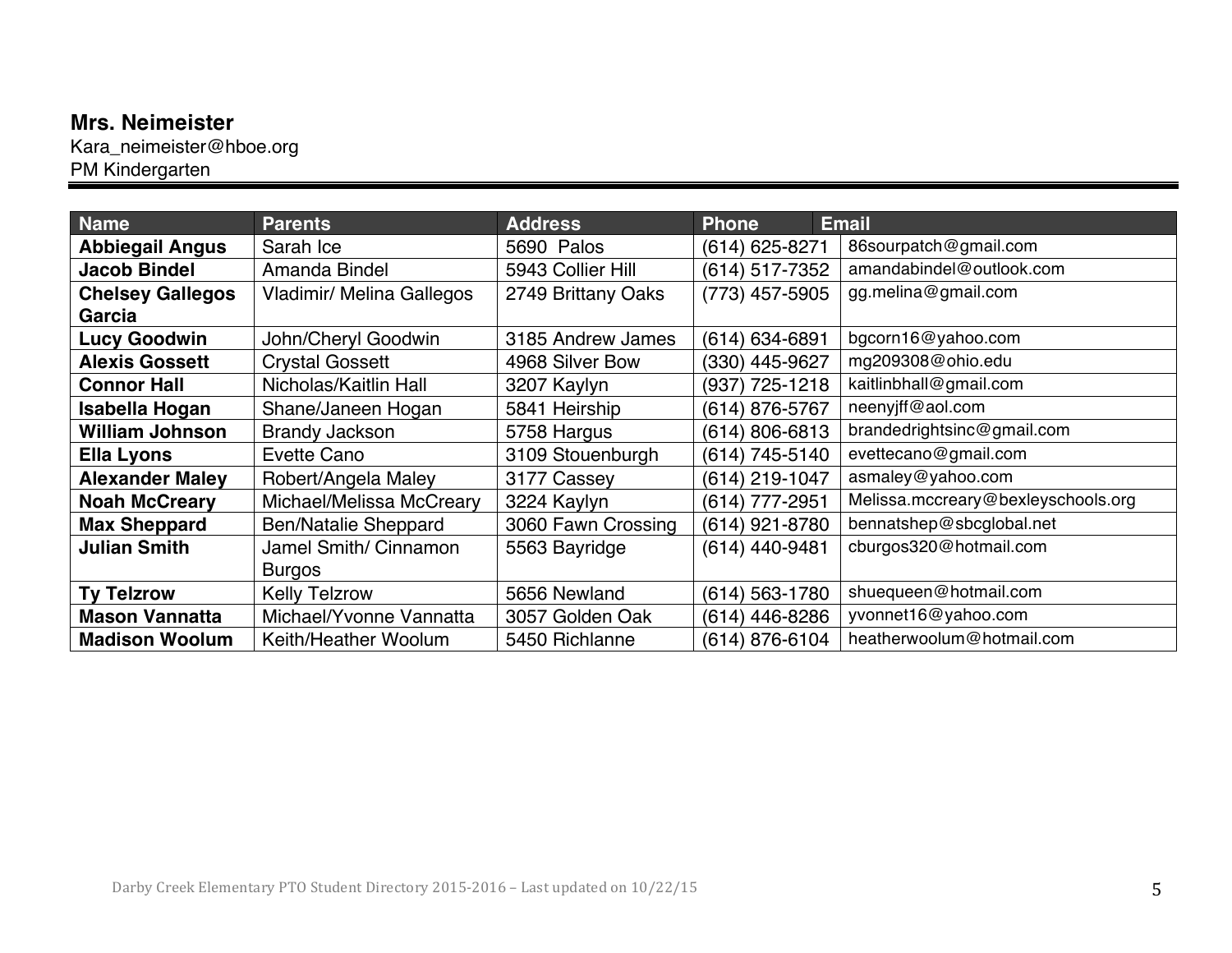**Mrs. Neimeister**
Kara_neimeister@hboe.org
PM Kindergarten

| Name | Parents | Address | Phone | Email |
|---|---|---|---|---|
| **Abbiegail Angus** | Sarah Ice | 5690 Palos | (614) 625-8271 | 86sourpatch@gmail.com |
| **Jacob Bindel** | Amanda Bindel | 5943 Collier Hill | (614) 517-7352 | amandabindel@outlook.com |
| **Chelsey Gallegos Garcia** | Vladimir/ Melina Gallegos | 2749 Brittany Oaks | (773) 457-5905 | gg.melina@gmail.com |
| **Lucy Goodwin** | John/Cheryl Goodwin | 3185 Andrew James | (614) 634-6891 | bgcorn16@yahoo.com |
| **Alexis Gossett** | Crystal Gossett | 4968 Silver Bow | (330) 445-9627 | mg209308@ohio.edu |
| **Connor Hall** | Nicholas/Kaitlin Hall | 3207 Kaylyn | (937) 725-1218 | kaitlinbhall@gmail.com |
| **Isabella Hogan** | Shane/Janeen Hogan | 5841 Heirship | (614) 876-5767 | neenyjff@aol.com |
| **William Johnson** | Brandy Jackson | 5758 Hargus | (614) 806-6813 | brandedrightsinc@gmail.com |
| **Ella Lyons** | Evette Cano | 3109 Stouenburgh | (614) 745-5140 | evettecano@gmail.com |
| **Alexander Maley** | Robert/Angela Maley | 3177 Cassey | (614) 219-1047 | asmaley@yahoo.com |
| **Noah McCreary** | Michael/Melissa McCreary | 3224 Kaylyn | (614) 777-2951 | Melissa.mccreary@bexleyschools.org |
| **Max Sheppard** | Ben/Natalie Sheppard | 3060 Fawn Crossing | (614) 921-8780 | bennatshep@sbcglobal.net |
| **Julian Smith** | Jamel Smith/ Cinnamon Burgos | 5563 Bayridge | (614) 440-9481 | cburgos320@hotmail.com |
| **Ty Telzrow** | Kelly Telzrow | 5656 Newland | (614) 563-1780 | shuequeen@hotmail.com |
| **Mason Vannatta** | Michael/Yvonne Vannatta | 3057 Golden Oak | (614) 446-8286 | yvonnet16@yahoo.com |
| **Madison Woolum** | Keith/Heather Woolum | 5450 Richlanne | (614) 876-6104 | heatherwoolum@hotmail.com |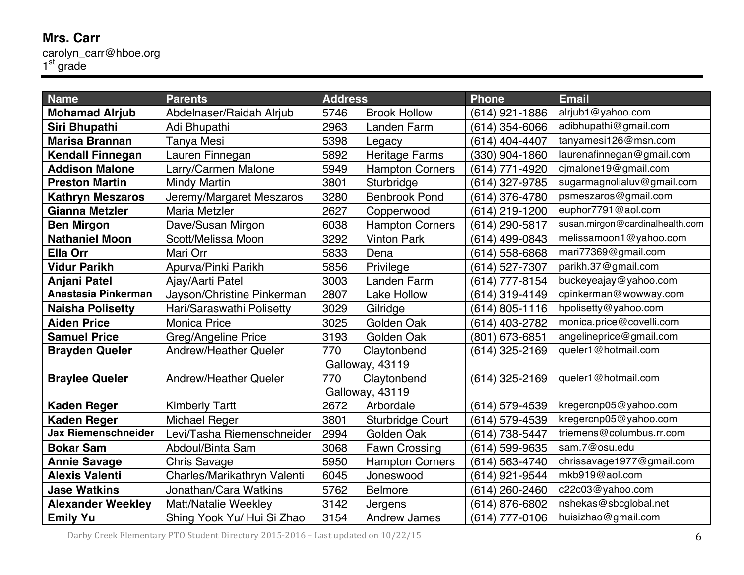**Mrs. Carr**
carolyn_carr@hboe.org
1st grade

| Name | Parents | Address | Phone | Email |
|---|---|---|---|---|
| **Mohamad Alrjub** | Abdelnaser/Raidah Alrjub | 5746 Brook Hollow | (614) 921-1886 | alrjub1@yahoo.com |
| **Siri Bhupathi** | Adi Bhupathi | 2963 Landen Farm | (614) 354-6066 | adibhupathi@gmail.com |
| **Marisa Brannan** | Tanya Mesi | 5398 Legacy | (614) 404-4407 | tanyamesi126@msn.com |
| **Kendall Finnegan** | Lauren Finnegan | 5892 Heritage Farms | (330) 904-1860 | laurenafinnegan@gmail.com |
| **Addison Malone** | Larry/Carmen Malone | 5949 Hampton Corners | (614) 771-4920 | cjmalone19@gmail.com |
| **Preston Martin** | Mindy Martin | 3801 Sturbridge | (614) 327-9785 | sugarmagnolialuv@gmail.com |
| **Kathryn Meszaros** | Jeremy/Margaret Meszaros | 3280 Benbrook Pond | (614) 376-4780 | psmeszaros@gmail.com |
| **Gianna Metzler** | Maria Metzler | 2627 Copperwood | (614) 219-1200 | euphor7791@aol.com |
| **Ben Mirgon** | Dave/Susan Mirgon | 6038 Hampton Corners | (614) 290-5817 | susan.mirgon@cardinalhealth.com |
| **Nathaniel Moon** | Scott/Melissa Moon | 3292 Vinton Park | (614) 499-0843 | melissamoon1@yahoo.com |
| **Ella Orr** | Mari Orr | 5833 Dena | (614) 558-6868 | mari77369@gmail.com |
| **Vidur Parikh** | Apurva/Pinki Parikh | 5856 Privilege | (614) 527-7307 | parikh.37@gmail.com |
| **Anjani Patel** | Ajay/Aarti Patel | 3003 Landen Farm | (614) 777-8154 | buckeyeajay@yahoo.com |
| **Anastasia Pinkerman** | Jayson/Christine Pinkerman | 2807 Lake Hollow | (614) 319-4149 | cpinkerman@wowway.com |
| **Naisha Polisetty** | Hari/Saraswathi Polisetty | 3029 Gilridge | (614) 805-1116 | hpolisetty@yahoo.com |
| **Aiden Price** | Monica Price | 3025 Golden Oak | (614) 403-2782 | monica.price@covelli.com |
| **Samuel Price** | Greg/Angeline Price | 3193 Golden Oak | (801) 673-6851 | angelineprice@gmail.com |
| **Brayden Queler** | Andrew/Heather Queler | 770 Claytonbend Galloway, 43119 | (614) 325-2169 | queler1@hotmail.com |
| **Braylee Queler** | Andrew/Heather Queler | 770 Claytonbend Galloway, 43119 | (614) 325-2169 | queler1@hotmail.com |
| **Kaden Reger** | Kimberly Tartt | 2672 Arbordale | (614) 579-4539 | kregercnp05@yahoo.com |
| **Kaden Reger** | Michael Reger | 3801 Sturbridge Court | (614) 579-4539 | kregercnp05@yahoo.com |
| **Jax Riemenschneider** | Levi/Tasha Riemenschneider | 2994 Golden Oak | (614) 738-5447 | triemens@columbus.rr.com |
| **Bokar Sam** | Abdoul/Binta Sam | 3068 Fawn Crossing | (614) 599-9635 | sam.7@osu.edu |
| **Annie Savage** | Chris Savage | 5950 Hampton Corners | (614) 563-4740 | chrissavage1977@gmail.com |
| **Alexis Valenti** | Charles/Marikathryn Valenti | 6045 Joneswood | (614) 921-9544 | mkb919@aol.com |
| **Jase Watkins** | Jonathan/Cara Watkins | 5762 Belmore | (614) 260-2460 | c22c03@yahoo.com |
| **Alexander Weekley** | Matt/Natalie Weekley | 3142 Jergens | (614) 876-6802 | nshekas@sbcglobal.net |
| **Emily Yu** | Shing Yook Yu/ Hui Si Zhao | 3154 Andrew James | (614) 777-0106 | huisizhao@gmail.com |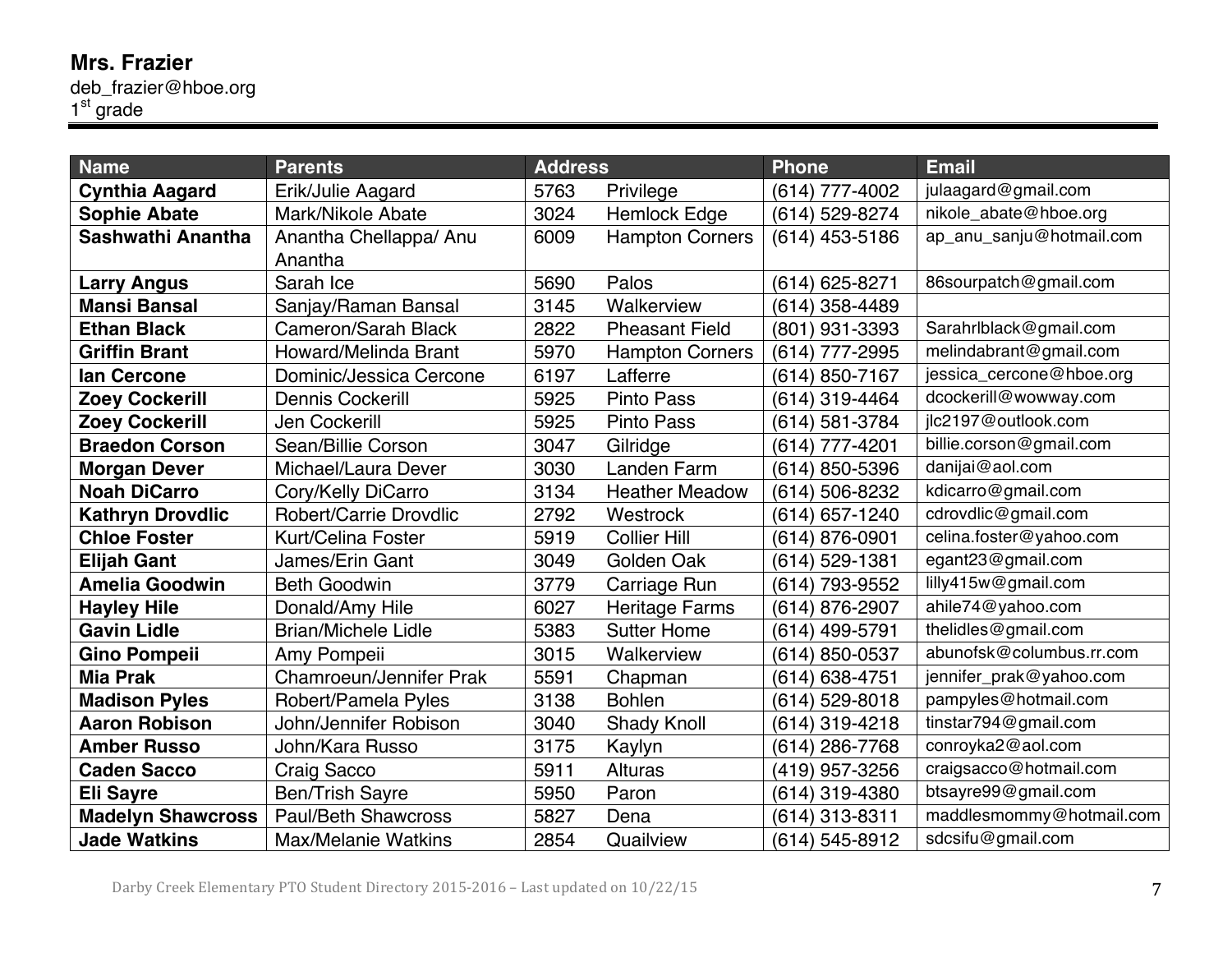**Mrs. Frazier**
deb_frazier@hboe.org
1st grade

| Name | Parents | Address | | Phone | Email |
|---|---|---|---|---|---|
| **Cynthia Aagard** | Erik/Julie Aagard | 5763 | Privilege | (614) 777-4002 | julaagard@gmail.com |
| **Sophie Abate** | Mark/Nikole Abate | 3024 | Hemlock Edge | (614) 529-8274 | nikole_abate@hboe.org |
| **Sashwathi Anantha** | Anantha Chellappa/ Anu Anantha | 6009 | Hampton Corners | (614) 453-5186 | ap_anu_sanju@hotmail.com |
| **Larry Angus** | Sarah Ice | 5690 | Palos | (614) 625-8271 | 86sourpatch@gmail.com |
| **Mansi Bansal** | Sanjay/Raman Bansal | 3145 | Walkerview | (614) 358-4489 | |
| **Ethan Black** | Cameron/Sarah Black | 2822 | Pheasant Field | (801) 931-3393 | Sarahrlblack@gmail.com |
| **Griffin Brant** | Howard/Melinda Brant | 5970 | Hampton Corners | (614) 777-2995 | melindabrant@gmail.com |
| **Ian Cercone** | Dominic/Jessica Cercone | 6197 | Lafferre | (614) 850-7167 | jessica_cercone@hboe.org |
| **Zoey Cockerill** | Dennis Cockerill | 5925 | Pinto Pass | (614) 319-4464 | dcockerill@wowway.com |
| **Zoey Cockerill** | Jen Cockerill | 5925 | Pinto Pass | (614) 581-3784 | jlc2197@outlook.com |
| **Braedon Corson** | Sean/Billie Corson | 3047 | Gilridge | (614) 777-4201 | billie.corson@gmail.com |
| **Morgan Dever** | Michael/Laura Dever | 3030 | Landen Farm | (614) 850-5396 | danijai@aol.com |
| **Noah DiCarro** | Cory/Kelly DiCarro | 3134 | Heather Meadow | (614) 506-8232 | kdicarro@gmail.com |
| **Kathryn Drovdlic** | Robert/Carrie Drovdlic | 2792 | Westrock | (614) 657-1240 | cdrovdlic@gmail.com |
| **Chloe Foster** | Kurt/Celina Foster | 5919 | Collier Hill | (614) 876-0901 | celina.foster@yahoo.com |
| **Elijah Gant** | James/Erin Gant | 3049 | Golden Oak | (614) 529-1381 | egant23@gmail.com |
| **Amelia Goodwin** | Beth Goodwin | 3779 | Carriage Run | (614) 793-9552 | lilly415w@gmail.com |
| **Hayley Hile** | Donald/Amy Hile | 6027 | Heritage Farms | (614) 876-2907 | ahile74@yahoo.com |
| **Gavin Lidle** | Brian/Michele Lidle | 5383 | Sutter Home | (614) 499-5791 | thelidles@gmail.com |
| **Gino Pompeii** | Amy Pompeii | 3015 | Walkerview | (614) 850-0537 | abunofsk@columbus.rr.com |
| **Mia Prak** | Chamroeun/Jennifer Prak | 5591 | Chapman | (614) 638-4751 | jennifer_prak@yahoo.com |
| **Madison Pyles** | Robert/Pamela Pyles | 3138 | Bohlen | (614) 529-8018 | pampyles@hotmail.com |
| **Aaron Robison** | John/Jennifer Robison | 3040 | Shady Knoll | (614) 319-4218 | tinstar794@gmail.com |
| **Amber Russo** | John/Kara Russo | 3175 | Kaylyn | (614) 286-7768 | conroyka2@aol.com |
| **Caden Sacco** | Craig Sacco | 5911 | Alturas | (419) 957-3256 | craigsacco@hotmail.com |
| **Eli Sayre** | Ben/Trish Sayre | 5950 | Paron | (614) 319-4380 | btsayre99@gmail.com |
| **Madelyn Shawcross** | Paul/Beth Shawcross | 5827 | Dena | (614) 313-8311 | maddlesmommy@hotmail.com |
| **Jade Watkins** | Max/Melanie Watkins | 2854 | Quailview | (614) 545-8912 | sdcsifu@gmail.com |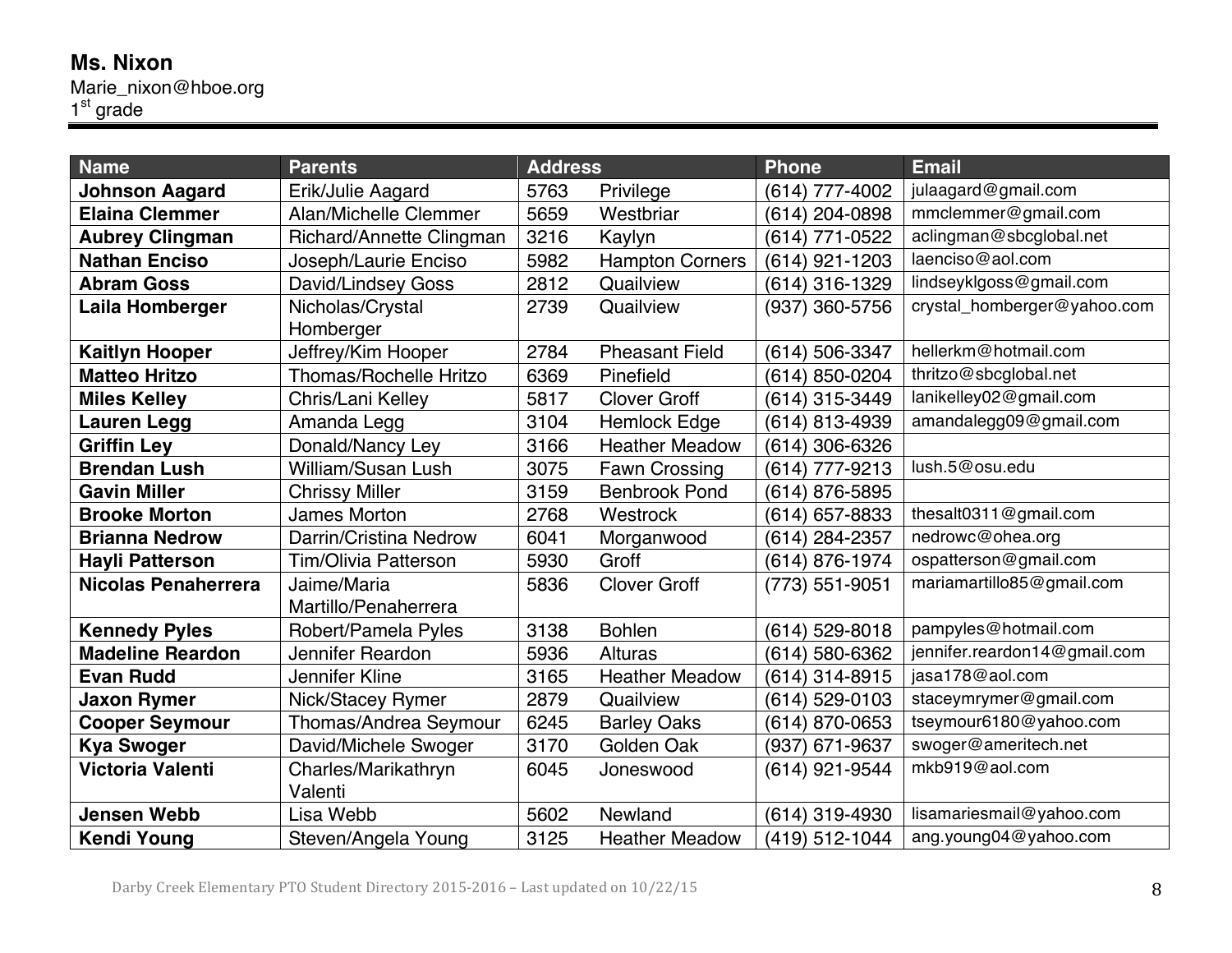**Ms. Nixon**
Marie_nixon@hboe.org
1st grade

| Name | Parents | Address | | Phone | Email |
|---|---|---|---|---|---|
| **Johnson Aagard** | Erik/Julie Aagard | 5763 | Privilege | (614) 777-4002 | julaagard@gmail.com |
| **Elaina Clemmer** | Alan/Michelle Clemmer | 5659 | Westbriar | (614) 204-0898 | mmclemmer@gmail.com |
| **Aubrey Clingman** | Richard/Annette Clingman | 3216 | Kaylyn | (614) 771-0522 | aclingman@sbcglobal.net |
| **Nathan Enciso** | Joseph/Laurie Enciso | 5982 | Hampton Corners | (614) 921-1203 | laenciso@aol.com |
| **Abram Goss** | David/Lindsey Goss | 2812 | Quailview | (614) 316-1329 | lindseyklgoss@gmail.com |
| **Laila Homberger** | Nicholas/Crystal Homberger | 2739 | Quailview | (937) 360-5756 | crystal_homberger@yahoo.com |
| **Kaitlyn Hooper** | Jeffrey/Kim Hooper | 2784 | Pheasant Field | (614) 506-3347 | hellerkm@hotmail.com |
| **Matteo Hritzo** | Thomas/Rochelle Hritzo | 6369 | Pinefield | (614) 850-0204 | thritzo@sbcglobal.net |
| **Miles Kelley** | Chris/Lani Kelley | 5817 | Clover Groff | (614) 315-3449 | lanikelley02@gmail.com |
| **Lauren Legg** | Amanda Legg | 3104 | Hemlock Edge | (614) 813-4939 | amandalegg09@gmail.com |
| **Griffin Ley** | Donald/Nancy Ley | 3166 | Heather Meadow | (614) 306-6326 | |
| **Brendan Lush** | William/Susan Lush | 3075 | Fawn Crossing | (614) 777-9213 | lush.5@osu.edu |
| **Gavin Miller** | Chrissy Miller | 3159 | Benbrook Pond | (614) 876-5895 | |
| **Brooke Morton** | James Morton | 2768 | Westrock | (614) 657-8833 | thesalt0311@gmail.com |
| **Brianna Nedrow** | Darrin/Cristina Nedrow | 6041 | Morganwood | (614) 284-2357 | nedrowc@ohea.org |
| **Hayli Patterson** | Tim/Olivia Patterson | 5930 | Groff | (614) 876-1974 | ospatterson@gmail.com |
| **Nicolas Penaherrera** | Jaime/Maria Martillo/Penaherrera | 5836 | Clover Groff | (773) 551-9051 | mariamartillo85@gmail.com |
| **Kennedy Pyles** | Robert/Pamela Pyles | 3138 | Bohlen | (614) 529-8018 | pampyles@hotmail.com |
| **Madeline Reardon** | Jennifer Reardon | 5936 | Alturas | (614) 580-6362 | jennifer.reardon14@gmail.com |
| **Evan Rudd** | Jennifer Kline | 3165 | Heather Meadow | (614) 314-8915 | jasa178@aol.com |
| **Jaxon Rymer** | Nick/Stacey Rymer | 2879 | Quailview | (614) 529-0103 | staceymrymer@gmail.com |
| **Cooper Seymour** | Thomas/Andrea Seymour | 6245 | Barley Oaks | (614) 870-0653 | tseymour6180@yahoo.com |
| **Kya Swoger** | David/Michele Swoger | 3170 | Golden Oak | (937) 671-9637 | swoger@ameritech.net |
| **Victoria Valenti** | Charles/Marikathryn Valenti | 6045 | Joneswood | (614) 921-9544 | mkb919@aol.com |
| **Jensen Webb** | Lisa Webb | 5602 | Newland | (614) 319-4930 | lisamariesmail@yahoo.com |
| **Kendi Young** | Steven/Angela Young | 3125 | Heather Meadow | (419) 512-1044 | ang.young04@yahoo.com |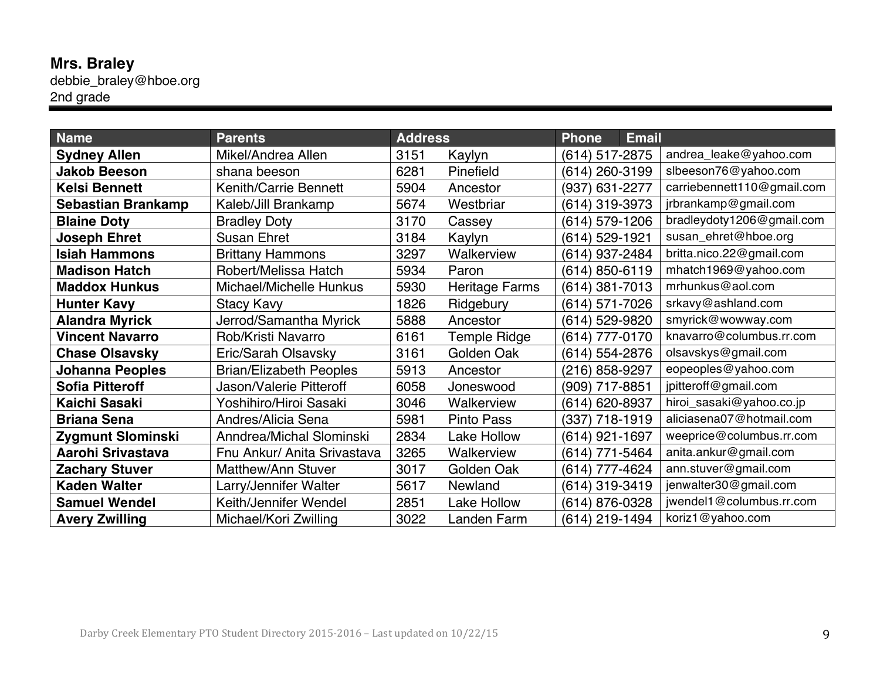**Mrs. Braley**
debbie_braley@hboe.org
2nd grade

| Name | Parents | Address | Phone | Email |
|---|---|---|---|---|
| **Sydney Allen** | Mikel/Andrea Allen | 3151 Kaylyn | (614) 517-2875 | andrea_leake@yahoo.com |
| **Jakob Beeson** | shana beeson | 6281 Pinefield | (614) 260-3199 | slbeeson76@yahoo.com |
| **Kelsi Bennett** | Kenith/Carrie Bennett | 5904 Ancestor | (937) 631-2277 | carriebennett110@gmail.com |
| **Sebastian Brankamp** | Kaleb/Jill Brankamp | 5674 Westbriar | (614) 319-3973 | jrbrankamp@gmail.com |
| **Blaine Doty** | Bradley Doty | 3170 Cassey | (614) 579-1206 | bradleydoty1206@gmail.com |
| **Joseph Ehret** | Susan Ehret | 3184 Kaylyn | (614) 529-1921 | susan_ehret@hboe.org |
| **Isiah Hammons** | Brittany Hammons | 3297 Walkerview | (614) 937-2484 | britta.nico.22@gmail.com |
| **Madison Hatch** | Robert/Melissa Hatch | 5934 Paron | (614) 850-6119 | mhatch1969@yahoo.com |
| **Maddox Hunkus** | Michael/Michelle Hunkus | 5930 Heritage Farms | (614) 381-7013 | mrhunkus@aol.com |
| **Hunter Kavy** | Stacy Kavy | 1826 Ridgebury | (614) 571-7026 | srkavy@ashland.com |
| **Alandra Myrick** | Jerrod/Samantha Myrick | 5888 Ancestor | (614) 529-9820 | smyrick@wowway.com |
| **Vincent Navarro** | Rob/Kristi Navarro | 6161 Temple Ridge | (614) 777-0170 | knavarro@columbus.rr.com |
| **Chase Olsavsky** | Eric/Sarah Olsavsky | 3161 Golden Oak | (614) 554-2876 | olsavskys@gmail.com |
| **Johanna Peoples** | Brian/Elizabeth Peoples | 5913 Ancestor | (216) 858-9297 | eopeoples@yahoo.com |
| **Sofia Pitteroff** | Jason/Valerie Pitteroff | 6058 Joneswood | (909) 717-8851 | jpitteroff@gmail.com |
| **Kaichi Sasaki** | Yoshihiro/Hiroi Sasaki | 3046 Walkerview | (614) 620-8937 | hiroi_sasaki@yahoo.co.jp |
| **Briana Sena** | Andres/Alicia Sena | 5981 Pinto Pass | (337) 718-1919 | aliciasena07@hotmail.com |
| **Zygmunt Slominski** | Anndrea/Michal Slominski | 2834 Lake Hollow | (614) 921-1697 | weeprice@columbus.rr.com |
| **Aarohi Srivastava** | Fnu Ankur/ Anita Srivastava | 3265 Walkerview | (614) 771-5464 | anita.ankur@gmail.com |
| **Zachary Stuver** | Matthew/Ann Stuver | 3017 Golden Oak | (614) 777-4624 | ann.stuver@gmail.com |
| **Kaden Walter** | Larry/Jennifer Walter | 5617 Newland | (614) 319-3419 | jenwalter30@gmail.com |
| **Samuel Wendel** | Keith/Jennifer Wendel | 2851 Lake Hollow | (614) 876-0328 | jwendel1@columbus.rr.com |
| **Avery Zwilling** | Michael/Kori Zwilling | 3022 Landen Farm | (614) 219-1494 | koriz1@yahoo.com |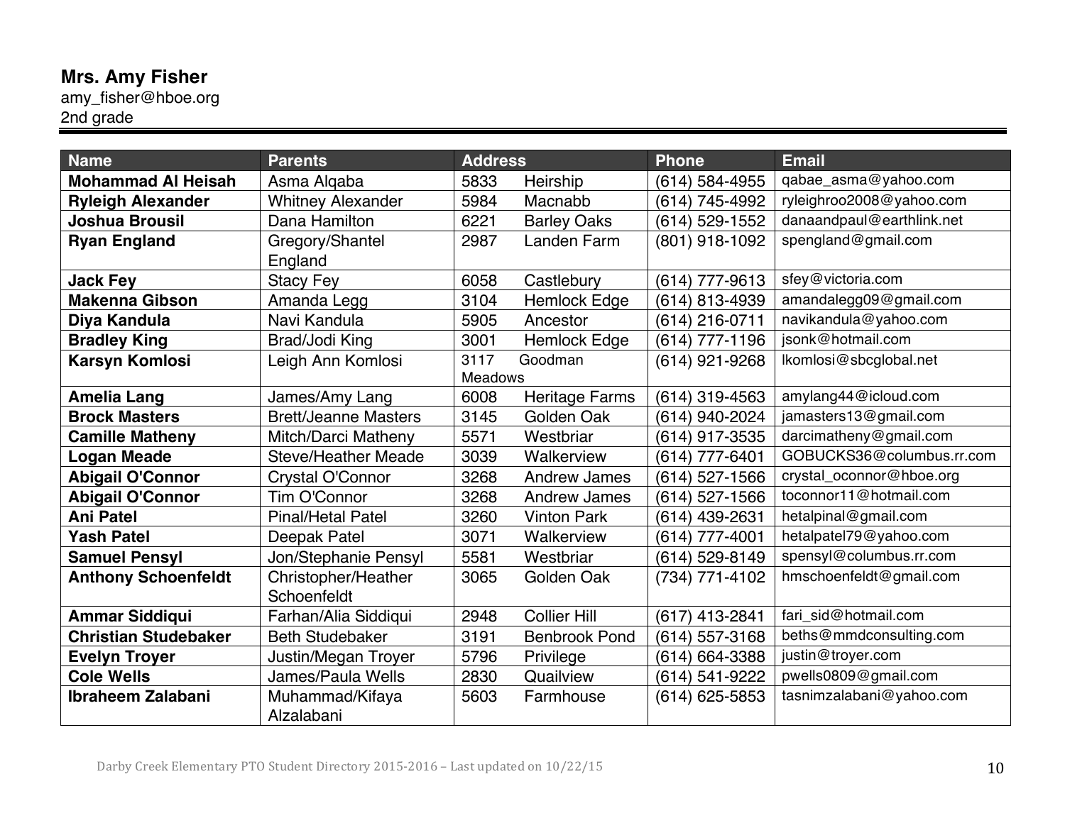**Mrs. Amy Fisher**
amy_fisher@hboe.org
2nd grade

| Name | Parents | Address | Phone | Email |
|---|---|---|---|---|
| **Mohammad Al Heisah** | Asma Alqaba | 5833 Heirship | (614) 584-4955 | qabae_asma@yahoo.com |
| **Ryleigh Alexander** | Whitney Alexander | 5984 Macnabb | (614) 745-4992 | ryleighroo2008@yahoo.com |
| **Joshua Brousil** | Dana Hamilton | 6221 Barley Oaks | (614) 529-1552 | danaandpaul@earthlink.net |
| **Ryan England** | Gregory/Shantel England | 2987 Landen Farm | (801) 918-1092 | spengland@gmail.com |
| **Jack Fey** | Stacy Fey | 6058 Castlebury | (614) 777-9613 | sfey@victoria.com |
| **Makenna Gibson** | Amanda Legg | 3104 Hemlock Edge | (614) 813-4939 | amandalegg09@gmail.com |
| **Diya Kandula** | Navi Kandula | 5905 Ancestor | (614) 216-0711 | navikandula@yahoo.com |
| **Bradley King** | Brad/Jodi King | 3001 Hemlock Edge | (614) 777-1196 | jsonk@hotmail.com |
| **Karsyn Komlosi** | Leigh Ann Komlosi | 3117 Goodman Meadows | (614) 921-9268 | lkomlosi@sbcglobal.net |
| **Amelia Lang** | James/Amy Lang | 6008 Heritage Farms | (614) 319-4563 | amylang44@icloud.com |
| **Brock Masters** | Brett/Jeanne Masters | 3145 Golden Oak | (614) 940-2024 | jamasters13@gmail.com |
| **Camille Matheny** | Mitch/Darci Matheny | 5571 Westbriar | (614) 917-3535 | darcimatheny@gmail.com |
| **Logan Meade** | Steve/Heather Meade | 3039 Walkerview | (614) 777-6401 | GOBUCKS36@columbus.rr.com |
| **Abigail O'Connor** | Crystal O'Connor | 3268 Andrew James | (614) 527-1566 | crystal_oconnor@hboe.org |
| **Abigail O'Connor** | Tim O'Connor | 3268 Andrew James | (614) 527-1566 | toconnor11@hotmail.com |
| **Ani Patel** | Pinal/Hetal Patel | 3260 Vinton Park | (614) 439-2631 | hetalpinal@gmail.com |
| **Yash Patel** | Deepak Patel | 3071 Walkerview | (614) 777-4001 | hetalpatel79@yahoo.com |
| **Samuel Pensyl** | Jon/Stephanie Pensyl | 5581 Westbriar | (614) 529-8149 | spensyl@columbus.rr.com |
| **Anthony Schoenfeldt** | Christopher/Heather Schoenfeldt | 3065 Golden Oak | (734) 771-4102 | hmschoenfeldt@gmail.com |
| **Ammar Siddiqui** | Farhan/Alia Siddiqui | 2948 Collier Hill | (617) 413-2841 | fari_sid@hotmail.com |
| **Christian Studebaker** | Beth Studebaker | 3191 Benbrook Pond | (614) 557-3168 | beths@mmdconsulting.com |
| **Evelyn Troyer** | Justin/Megan Troyer | 5796 Privilege | (614) 664-3388 | justin@troyer.com |
| **Cole Wells** | James/Paula Wells | 2830 Quailview | (614) 541-9222 | pwells0809@gmail.com |
| **Ibraheem Zalabani** | Muhammad/Kifaya Alzalabani | 5603 Farmhouse | (614) 625-5853 | tasnimzalabani@yahoo.com |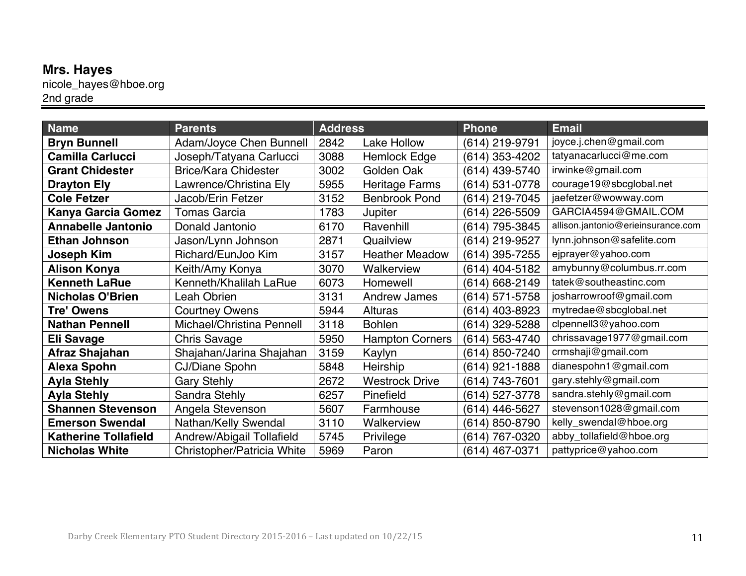**Mrs. Hayes**
nicole_hayes@hboe.org
2nd grade

| Name | Parents | Address | | Phone | Email |
|---|---|---|---|---|---|
| **Bryn Bunnell** | Adam/Joyce Chen Bunnell | 2842 | Lake Hollow | (614) 219-9791 | joyce.j.chen@gmail.com |
| **Camilla Carlucci** | Joseph/Tatyana Carlucci | 3088 | Hemlock Edge | (614) 353-4202 | tatyanacarlucci@me.com |
| **Grant Chidester** | Brice/Kara Chidester | 3002 | Golden Oak | (614) 439-5740 | irwinke@gmail.com |
| **Drayton Ely** | Lawrence/Christina Ely | 5955 | Heritage Farms | (614) 531-0778 | courage19@sbcglobal.net |
| **Cole Fetzer** | Jacob/Erin Fetzer | 3152 | Benbrook Pond | (614) 219-7045 | jaefetzer@wowway.com |
| **Kanya Garcia Gomez** | Tomas Garcia | 1783 | Jupiter | (614) 226-5509 | GARCIA4594@GMAIL.COM |
| **Annabelle Jantonio** | Donald Jantonio | 6170 | Ravenhill | (614) 795-3845 | allison.jantonio@erieinsurance.com |
| **Ethan Johnson** | Jason/Lynn Johnson | 2871 | Quailview | (614) 219-9527 | lynn.johnson@safelite.com |
| **Joseph Kim** | Richard/EunJoo Kim | 3157 | Heather Meadow | (614) 395-7255 | ejprayer@yahoo.com |
| **Alison Konya** | Keith/Amy Konya | 3070 | Walkerview | (614) 404-5182 | amybunny@columbus.rr.com |
| **Kenneth LaRue** | Kenneth/Khalilah LaRue | 6073 | Homewell | (614) 668-2149 | tatek@southeastinc.com |
| **Nicholas O'Brien** | Leah Obrien | 3131 | Andrew James | (614) 571-5758 | josharrowroof@gmail.com |
| **Tre' Owens** | Courtney Owens | 5944 | Alturas | (614) 403-8923 | mytredae@sbcglobal.net |
| **Nathan Pennell** | Michael/Christina Pennell | 3118 | Bohlen | (614) 329-5288 | clpennell3@yahoo.com |
| **Eli Savage** | Chris Savage | 5950 | Hampton Corners | (614) 563-4740 | chrissavage1977@gmail.com |
| **Afraz Shajahan** | Shajahan/Jarina Shajahan | 3159 | Kaylyn | (614) 850-7240 | crmshaji@gmail.com |
| **Alexa Spohn** | CJ/Diane Spohn | 5848 | Heirship | (614) 921-1888 | dianespohn1@gmail.com |
| **Ayla Stehly** | Gary Stehly | 2672 | Westrock Drive | (614) 743-7601 | gary.stehly@gmail.com |
| **Ayla Stehly** | Sandra Stehly | 6257 | Pinefield | (614) 527-3778 | sandra.stehly@gmail.com |
| **Shannen Stevenson** | Angela Stevenson | 5607 | Farmhouse | (614) 446-5627 | stevenson1028@gmail.com |
| **Emerson Swendal** | Nathan/Kelly Swendal | 3110 | Walkerview | (614) 850-8790 | kelly_swendal@hboe.org |
| **Katherine Tollafield** | Andrew/Abigail Tollafield | 5745 | Privilege | (614) 767-0320 | abby_tollafield@hboe.org |
| **Nicholas White** | Christopher/Patricia White | 5969 | Paron | (614) 467-0371 | pattyprice@yahoo.com |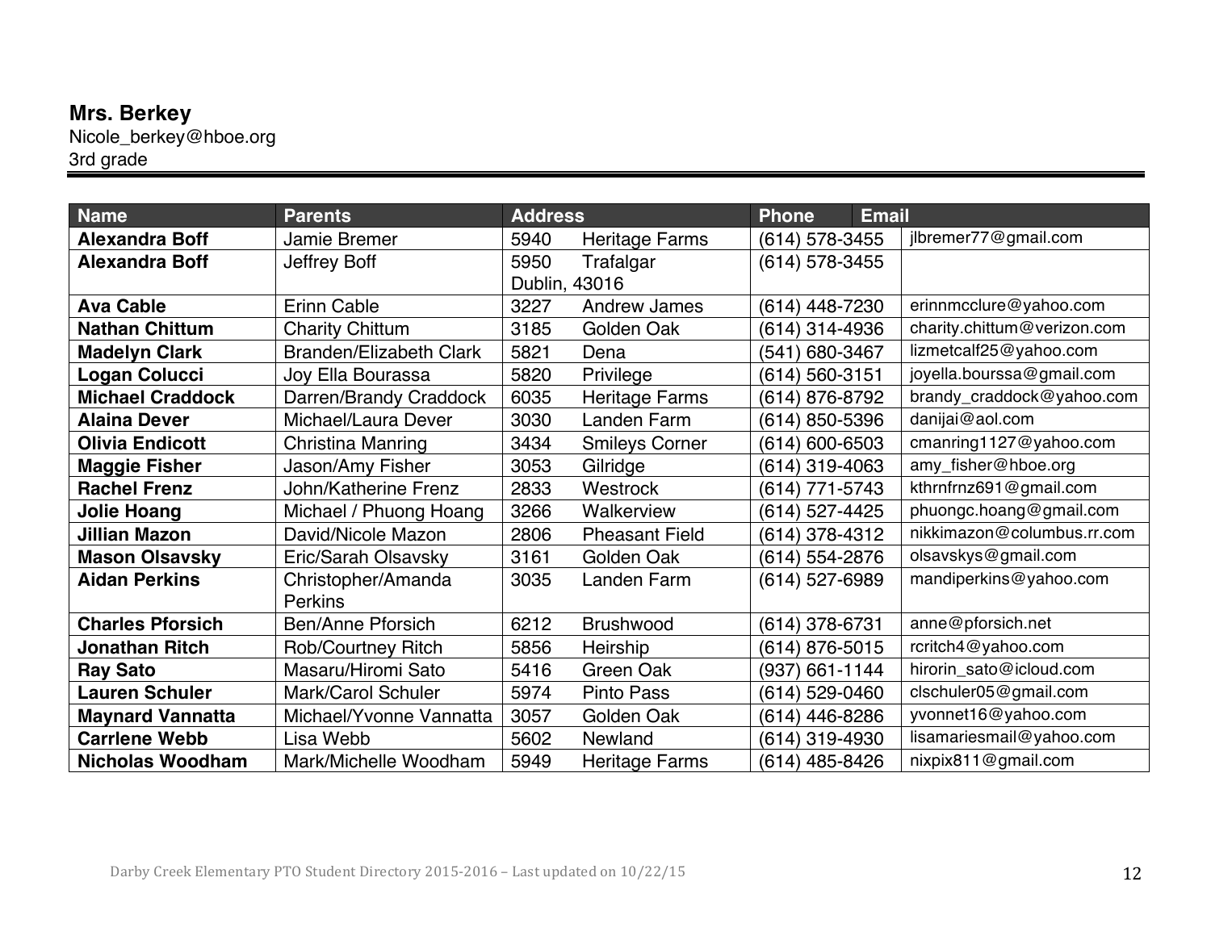**Mrs. Berkey**
Nicole_berkey@hboe.org
3rd grade

| Name | Parents | Address | Phone | Email |
|---|---|---|---|---|
| **Alexandra Boff** | Jamie Bremer | 5940 Heritage Farms | (614) 578-3455 | jlbremer77@gmail.com |
| **Alexandra Boff** | Jeffrey Boff | 5950 Trafalgar Dublin, 43016 | (614) 578-3455 | |
| **Ava Cable** | Erinn Cable | 3227 Andrew James | (614) 448-7230 | erinnmcclure@yahoo.com |
| **Nathan Chittum** | Charity Chittum | 3185 Golden Oak | (614) 314-4936 | charity.chittum@verizon.com |
| **Madelyn Clark** | Branden/Elizabeth Clark | 5821 Dena | (541) 680-3467 | lizmetcalf25@yahoo.com |
| **Logan Colucci** | Joy Ella Bourassa | 5820 Privilege | (614) 560-3151 | joyella.bourssa@gmail.com |
| **Michael Craddock** | Darren/Brandy Craddock | 6035 Heritage Farms | (614) 876-8792 | brandy_craddock@yahoo.com |
| **Alaina Dever** | Michael/Laura Dever | 3030 Landen Farm | (614) 850-5396 | danijai@aol.com |
| **Olivia Endicott** | Christina Manring | 3434 Smileys Corner | (614) 600-6503 | cmanring1127@yahoo.com |
| **Maggie Fisher** | Jason/Amy Fisher | 3053 Gilridge | (614) 319-4063 | amy_fisher@hboe.org |
| **Rachel Frenz** | John/Katherine Frenz | 2833 Westrock | (614) 771-5743 | kthrnfrnz691@gmail.com |
| **Jolie Hoang** | Michael / Phuong Hoang | 3266 Walkerview | (614) 527-4425 | phuongc.hoang@gmail.com |
| **Jillian Mazon** | David/Nicole Mazon | 2806 Pheasant Field | (614) 378-4312 | nikkimazon@columbus.rr.com |
| **Mason Olsavsky** | Eric/Sarah Olsavsky | 3161 Golden Oak | (614) 554-2876 | olsavskys@gmail.com |
| **Aidan Perkins** | Christopher/Amanda Perkins | 3035 Landen Farm | (614) 527-6989 | mandiperkins@yahoo.com |
| **Charles Pforsich** | Ben/Anne Pforsich | 6212 Brushwood | (614) 378-6731 | anne@pforsich.net |
| **Jonathan Ritch** | Rob/Courtney Ritch | 5856 Heirship | (614) 876-5015 | rcritch4@yahoo.com |
| **Ray Sato** | Masaru/Hiromi Sato | 5416 Green Oak | (937) 661-1144 | hirorin_sato@icloud.com |
| **Lauren Schuler** | Mark/Carol Schuler | 5974 Pinto Pass | (614) 529-0460 | clschuler05@gmail.com |
| **Maynard Vannatta** | Michael/Yvonne Vannatta | 3057 Golden Oak | (614) 446-8286 | yvonnet16@yahoo.com |
| **Carrlene Webb** | Lisa Webb | 5602 Newland | (614) 319-4930 | lisamariesmail@yahoo.com |
| **Nicholas Woodham** | Mark/Michelle Woodham | 5949 Heritage Farms | (614) 485-8426 | nixpix811@gmail.com |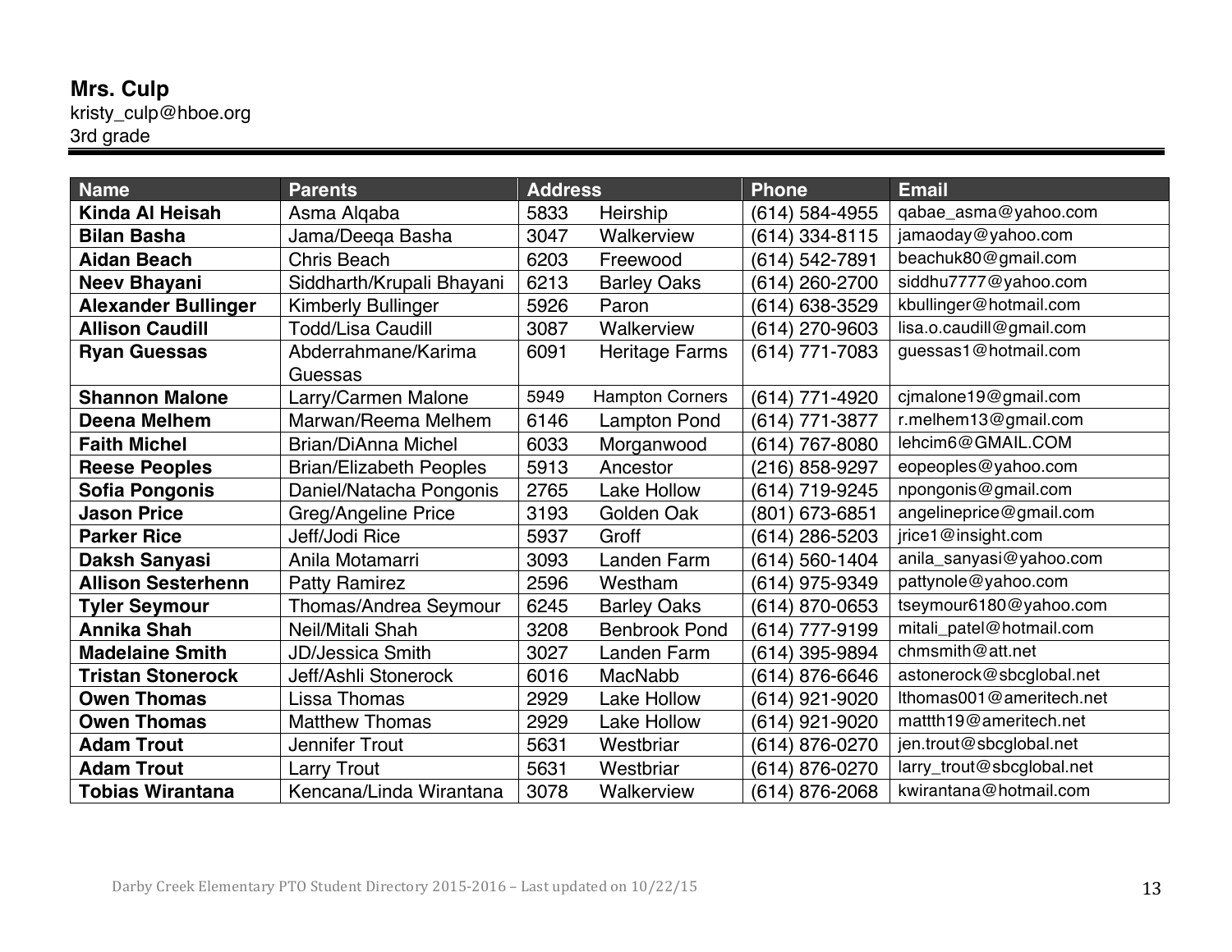**Mrs. Culp**
kristy_culp@hboe.org
3rd grade

| Name | Parents | Address | Phone | Email |
|---|---|---|---|---|
| **Kinda Al Heisah** | Asma Alqaba | 5833 Heirship | (614) 584-4955 | qabae_asma@yahoo.com |
| **Bilan Basha** | Jama/Deeqa Basha | 3047 Walkerview | (614) 334-8115 | jamaoday@yahoo.com |
| **Aidan Beach** | Chris Beach | 6203 Freewood | (614) 542-7891 | beachuk80@gmail.com |
| **Neev Bhayani** | Siddharth/Krupali Bhayani | 6213 Barley Oaks | (614) 260-2700 | siddhu7777@yahoo.com |
| **Alexander Bullinger** | Kimberly Bullinger | 5926 Paron | (614) 638-3529 | kbullinger@hotmail.com |
| **Allison Caudill** | Todd/Lisa Caudill | 3087 Walkerview | (614) 270-9603 | lisa.o.caudill@gmail.com |
| **Ryan Guessas** | Abderrahmane/Karima Guessas | 6091 Heritage Farms | (614) 771-7083 | guessas1@hotmail.com |
| **Shannon Malone** | Larry/Carmen Malone | 5949 Hampton Corners | (614) 771-4920 | cjmalone19@gmail.com |
| **Deena Melhem** | Marwan/Reema Melhem | 6146 Lampton Pond | (614) 771-3877 | r.melhem13@gmail.com |
| **Faith Michel** | Brian/DiAnna Michel | 6033 Morganwood | (614) 767-8080 | lehcim6@GMAIL.COM |
| **Reese Peoples** | Brian/Elizabeth Peoples | 5913 Ancestor | (216) 858-9297 | eopeoples@yahoo.com |
| **Sofia Pongonis** | Daniel/Natacha Pongonis | 2765 Lake Hollow | (614) 719-9245 | npongonis@gmail.com |
| **Jason Price** | Greg/Angeline Price | 3193 Golden Oak | (801) 673-6851 | angelineprice@gmail.com |
| **Parker Rice** | Jeff/Jodi Rice | 5937 Groff | (614) 286-5203 | jrice1@insight.com |
| **Daksh Sanyasi** | Anila Motamarri | 3093 Landen Farm | (614) 560-1404 | anila_sanyasi@yahoo.com |
| **Allison Sesterhenn** | Patty Ramirez | 2596 Westham | (614) 975-9349 | pattynole@yahoo.com |
| **Tyler Seymour** | Thomas/Andrea Seymour | 6245 Barley Oaks | (614) 870-0653 | tseymour6180@yahoo.com |
| **Annika Shah** | Neil/Mitali Shah | 3208 Benbrook Pond | (614) 777-9199 | mitali_patel@hotmail.com |
| **Madelaine Smith** | JD/Jessica Smith | 3027 Landen Farm | (614) 395-9894 | chmsmith@att.net |
| **Tristan Stonerock** | Jeff/Ashli Stonerock | 6016 MacNabb | (614) 876-6646 | astonerock@sbcglobal.net |
| **Owen Thomas** | Lissa Thomas | 2929 Lake Hollow | (614) 921-9020 | lthomas001@ameritech.net |
| **Owen Thomas** | Matthew Thomas | 2929 Lake Hollow | (614) 921-9020 | mattth19@ameritech.net |
| **Adam Trout** | Jennifer Trout | 5631 Westbriar | (614) 876-0270 | jen.trout@sbcglobal.net |
| **Adam Trout** | Larry Trout | 5631 Westbriar | (614) 876-0270 | larry_trout@sbcglobal.net |
| **Tobias Wirantana** | Kencana/Linda Wirantana | 3078 Walkerview | (614) 876-2068 | kwirantana@hotmail.com |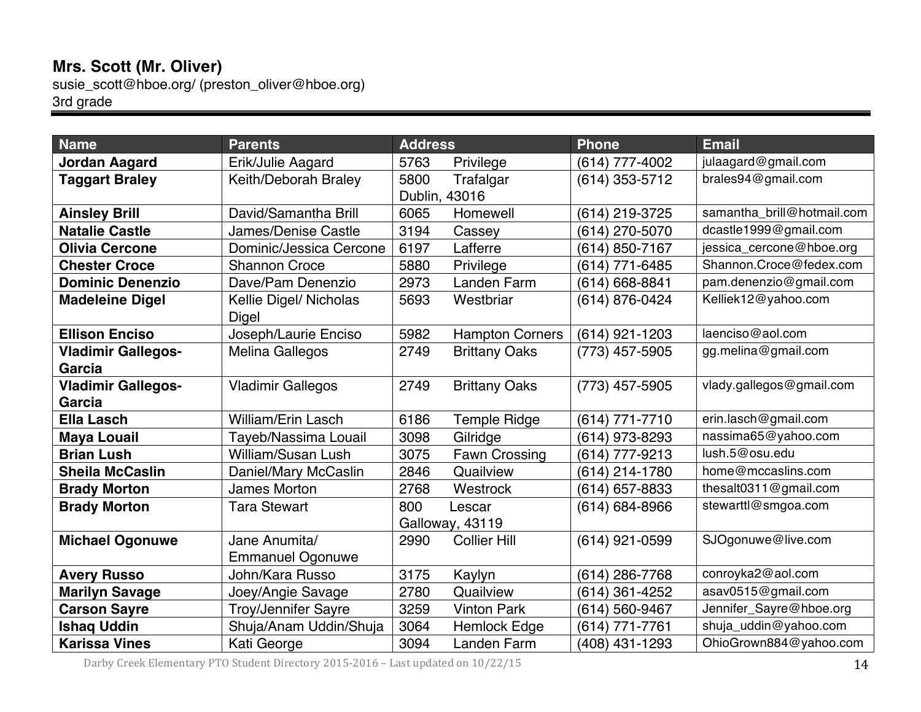**Mrs. Scott (Mr. Oliver)**
susie_scott@hboe.org/ (preston_oliver@hboe.org)
3rd grade

| Name | Parents | Address | Phone | Email |
|---|---|---|---|---|
| **Jordan Aagard** | Erik/Julie Aagard | 5763 Privilege | (614) 777-4002 | julaagard@gmail.com |
| **Taggart Braley** | Keith/Deborah Braley | 5800 Trafalgar Dublin, 43016 | (614) 353-5712 | brales94@gmail.com |
| **Ainsley Brill** | David/Samantha Brill | 6065 Homewell | (614) 219-3725 | samantha_brill@hotmail.com |
| **Natalie Castle** | James/Denise Castle | 3194 Cassey | (614) 270-5070 | dcastle1999@gmail.com |
| **Olivia Cercone** | Dominic/Jessica Cercone | 6197 Lafferre | (614) 850-7167 | jessica_cercone@hboe.org |
| **Chester Croce** | Shannon Croce | 5880 Privilege | (614) 771-6485 | Shannon.Croce@fedex.com |
| **Dominic Denenzio** | Dave/Pam Denenzio | 2973 Landen Farm | (614) 668-8841 | pam.denenzio@gmail.com |
| **Madeleine Digel** | Kellie Digel/ Nicholas Digel | 5693 Westbriar | (614) 876-0424 | Kelliek12@yahoo.com |
| **Ellison Enciso** | Joseph/Laurie Enciso | 5982 Hampton Corners | (614) 921-1203 | laenciso@aol.com |
| **Vladimir Gallegos-Garcia** | Melina Gallegos | 2749 Brittany Oaks | (773) 457-5905 | gg.melina@gmail.com |
| **Vladimir Gallegos-Garcia** | Vladimir Gallegos | 2749 Brittany Oaks | (773) 457-5905 | vlady.gallegos@gmail.com |
| **Ella Lasch** | William/Erin Lasch | 6186 Temple Ridge | (614) 771-7710 | erin.lasch@gmail.com |
| **Maya Louail** | Tayeb/Nassima Louail | 3098 Gilridge | (614) 973-8293 | nassima65@yahoo.com |
| **Brian Lush** | William/Susan Lush | 3075 Fawn Crossing | (614) 777-9213 | lush.5@osu.edu |
| **Sheila McCaslin** | Daniel/Mary McCaslin | 2846 Quailview | (614) 214-1780 | home@mccaslins.com |
| **Brady Morton** | James Morton | 2768 Westrock | (614) 657-8833 | thesalt0311@gmail.com |
| **Brady Morton** | Tara Stewart | 800 Lescar Galloway, 43119 | (614) 684-8966 | stewarttl@smgoa.com |
| **Michael Ogonuwe** | Jane Anumita/ Emmanuel Ogonuwe | 2990 Collier Hill | (614) 921-0599 | SJOgonuwe@live.com |
| **Avery Russo** | John/Kara Russo | 3175 Kaylyn | (614) 286-7768 | conroyka2@aol.com |
| **Marilyn Savage** | Joey/Angie Savage | 2780 Quailview | (614) 361-4252 | asav0515@gmail.com |
| **Carson Sayre** | Troy/Jennifer Sayre | 3259 Vinton Park | (614) 560-9467 | Jennifer_Sayre@hboe.org |
| **Ishaq Uddin** | Shuja/Anam Uddin/Shuja | 3064 Hemlock Edge | (614) 771-7761 | shuja_uddin@yahoo.com |
| **Karissa Vines** | Kati George | 3094 Landen Farm | (408) 431-1293 | OhioGrown884@yahoo.com |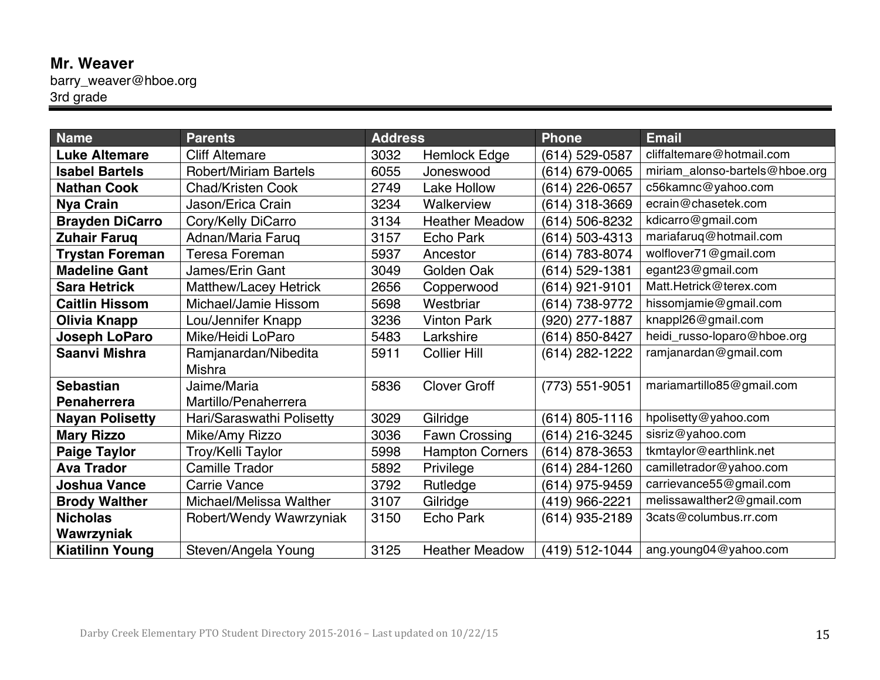**Mr. Weaver**
barry_weaver@hboe.org
3rd grade

| Name | Parents | Address | | Phone | Email |
|---|---|---|---|---|---|
| **Luke Altemare** | Cliff Altemare | 3032 | Hemlock Edge | (614) 529-0587 | cliffaltemare@hotmail.com |
| **Isabel Bartels** | Robert/Miriam Bartels | 6055 | Joneswood | (614) 679-0065 | miriam_alonso-bartels@hboe.org |
| **Nathan Cook** | Chad/Kristen Cook | 2749 | Lake Hollow | (614) 226-0657 | c56kamnc@yahoo.com |
| **Nya Crain** | Jason/Erica Crain | 3234 | Walkerview | (614) 318-3669 | ecrain@chasetek.com |
| **Brayden DiCarro** | Cory/Kelly DiCarro | 3134 | Heather Meadow | (614) 506-8232 | kdicarro@gmail.com |
| **Zuhair Faruq** | Adnan/Maria Faruq | 3157 | Echo Park | (614) 503-4313 | mariafaruq@hotmail.com |
| **Trystan Foreman** | Teresa Foreman | 5937 | Ancestor | (614) 783-8074 | wolflover71@gmail.com |
| **Madeline Gant** | James/Erin Gant | 3049 | Golden Oak | (614) 529-1381 | egant23@gmail.com |
| **Sara Hetrick** | Matthew/Lacey Hetrick | 2656 | Copperwood | (614) 921-9101 | Matt.Hetrick@terex.com |
| **Caitlin Hissom** | Michael/Jamie Hissom | 5698 | Westbriar | (614) 738-9772 | hissomjamie@gmail.com |
| **Olivia Knapp** | Lou/Jennifer Knapp | 3236 | Vinton Park | (920) 277-1887 | knappl26@gmail.com |
| **Joseph LoParo** | Mike/Heidi LoParo | 5483 | Larkshire | (614) 850-8427 | heidi_russo-loparo@hboe.org |
| **Saanvi Mishra** | Ramjanardan/Nibedita Mishra | 5911 | Collier Hill | (614) 282-1222 | ramjanardan@gmail.com |
| **Sebastian Penaherrera** | Jaime/Maria Martillo/Penaherrera | 5836 | Clover Groff | (773) 551-9051 | mariamartillo85@gmail.com |
| **Nayan Polisetty** | Hari/Saraswathi Polisetty | 3029 | Gilridge | (614) 805-1116 | hpolisetty@yahoo.com |
| **Mary Rizzo** | Mike/Amy Rizzo | 3036 | Fawn Crossing | (614) 216-3245 | sisriz@yahoo.com |
| **Paige Taylor** | Troy/Kelli Taylor | 5998 | Hampton Corners | (614) 878-3653 | tkmtaylor@earthlink.net |
| **Ava Trador** | Camille Trador | 5892 | Privilege | (614) 284-1260 | camilletrador@yahoo.com |
| **Joshua Vance** | Carrie Vance | 3792 | Rutledge | (614) 975-9459 | carrievance55@gmail.com |
| **Brody Walther** | Michael/Melissa Walther | 3107 | Gilridge | (419) 966-2221 | melissawalther2@gmail.com |
| **Nicholas Wawrzyniak** | Robert/Wendy Wawrzyniak | 3150 | Echo Park | (614) 935-2189 | 3cats@columbus.rr.com |
| **Kiatilinn Young** | Steven/Angela Young | 3125 | Heather Meadow | (419) 512-1044 | ang.young04@yahoo.com |

Darby Creek Elementary PTO Student Directory 2015-2016 – Last updated on 10/22/15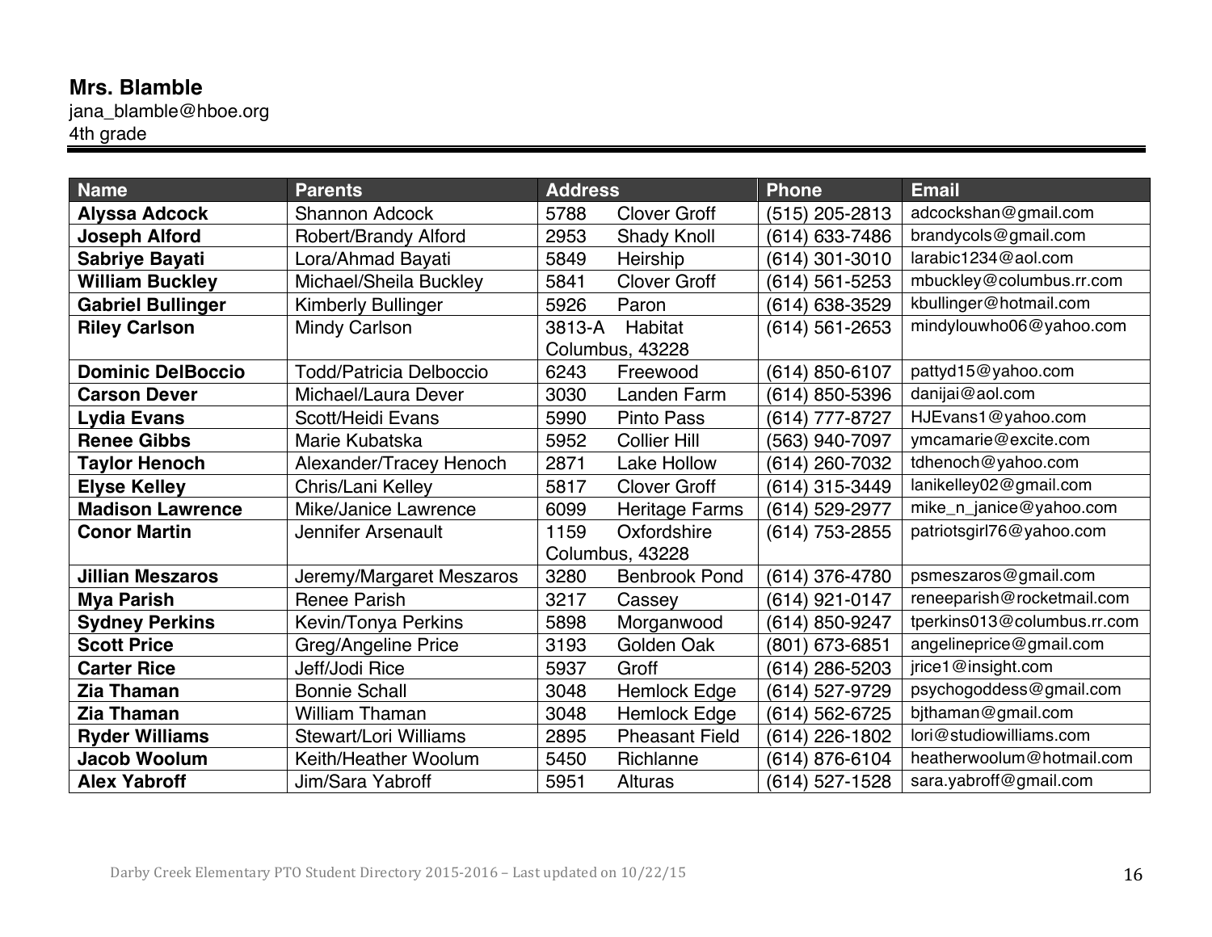**Mrs. Blamble**
jana_blamble@hboe.org
4th grade

| Name | Parents | Address | Phone | Email |
|---|---|---|---|---|
| **Alyssa Adcock** | Shannon Adcock | 5788 Clover Groff | (515) 205-2813 | adcockshan@gmail.com |
| **Joseph Alford** | Robert/Brandy Alford | 2953 Shady Knoll | (614) 633-7486 | brandycols@gmail.com |
| **Sabriye Bayati** | Lora/Ahmad Bayati | 5849 Heirship | (614) 301-3010 | larabic1234@aol.com |
| **William Buckley** | Michael/Sheila Buckley | 5841 Clover Groff | (614) 561-5253 | mbuckley@columbus.rr.com |
| **Gabriel Bullinger** | Kimberly Bullinger | 5926 Paron | (614) 638-3529 | kbullinger@hotmail.com |
| **Riley Carlson** | Mindy Carlson | 3813-A Habitat Columbus, 43228 | (614) 561-2653 | mindylouwho06@yahoo.com |
| **Dominic DelBoccio** | Todd/Patricia Delboccio | 6243 Freewood | (614) 850-6107 | pattyd15@yahoo.com |
| **Carson Dever** | Michael/Laura Dever | 3030 Landen Farm | (614) 850-5396 | danijai@aol.com |
| **Lydia Evans** | Scott/Heidi Evans | 5990 Pinto Pass | (614) 777-8727 | HJEvans1@yahoo.com |
| **Renee Gibbs** | Marie Kubatska | 5952 Collier Hill | (563) 940-7097 | ymcamarie@excite.com |
| **Taylor Henoch** | Alexander/Tracey Henoch | 2871 Lake Hollow | (614) 260-7032 | tdhenoch@yahoo.com |
| **Elyse Kelley** | Chris/Lani Kelley | 5817 Clover Groff | (614) 315-3449 | lanikelley02@gmail.com |
| **Madison Lawrence** | Mike/Janice Lawrence | 6099 Heritage Farms | (614) 529-2977 | mike_n_janice@yahoo.com |
| **Conor Martin** | Jennifer Arsenault | 1159 Oxfordshire Columbus, 43228 | (614) 753-2855 | patriotsgirl76@yahoo.com |
| **Jillian Meszaros** | Jeremy/Margaret Meszaros | 3280 Benbrook Pond | (614) 376-4780 | psmeszaros@gmail.com |
| **Mya Parish** | Renee Parish | 3217 Cassey | (614) 921-0147 | reneeparish@rocketmail.com |
| **Sydney Perkins** | Kevin/Tonya Perkins | 5898 Morganwood | (614) 850-9247 | tperkins013@columbus.rr.com |
| **Scott Price** | Greg/Angeline Price | 3193 Golden Oak | (801) 673-6851 | angelineprice@gmail.com |
| **Carter Rice** | Jeff/Jodi Rice | 5937 Groff | (614) 286-5203 | jrice1@insight.com |
| **Zia Thaman** | Bonnie Schall | 3048 Hemlock Edge | (614) 527-9729 | psychogoddess@gmail.com |
| **Zia Thaman** | William Thaman | 3048 Hemlock Edge | (614) 562-6725 | bjthaman@gmail.com |
| **Ryder Williams** | Stewart/Lori Williams | 2895 Pheasant Field | (614) 226-1802 | lori@studiowilliams.com |
| **Jacob Woolum** | Keith/Heather Woolum | 5450 Richlanne | (614) 876-6104 | heatherwoolum@hotmail.com |
| **Alex Yabroff** | Jim/Sara Yabroff | 5951 Alturas | (614) 527-1528 | sara.yabroff@gmail.com |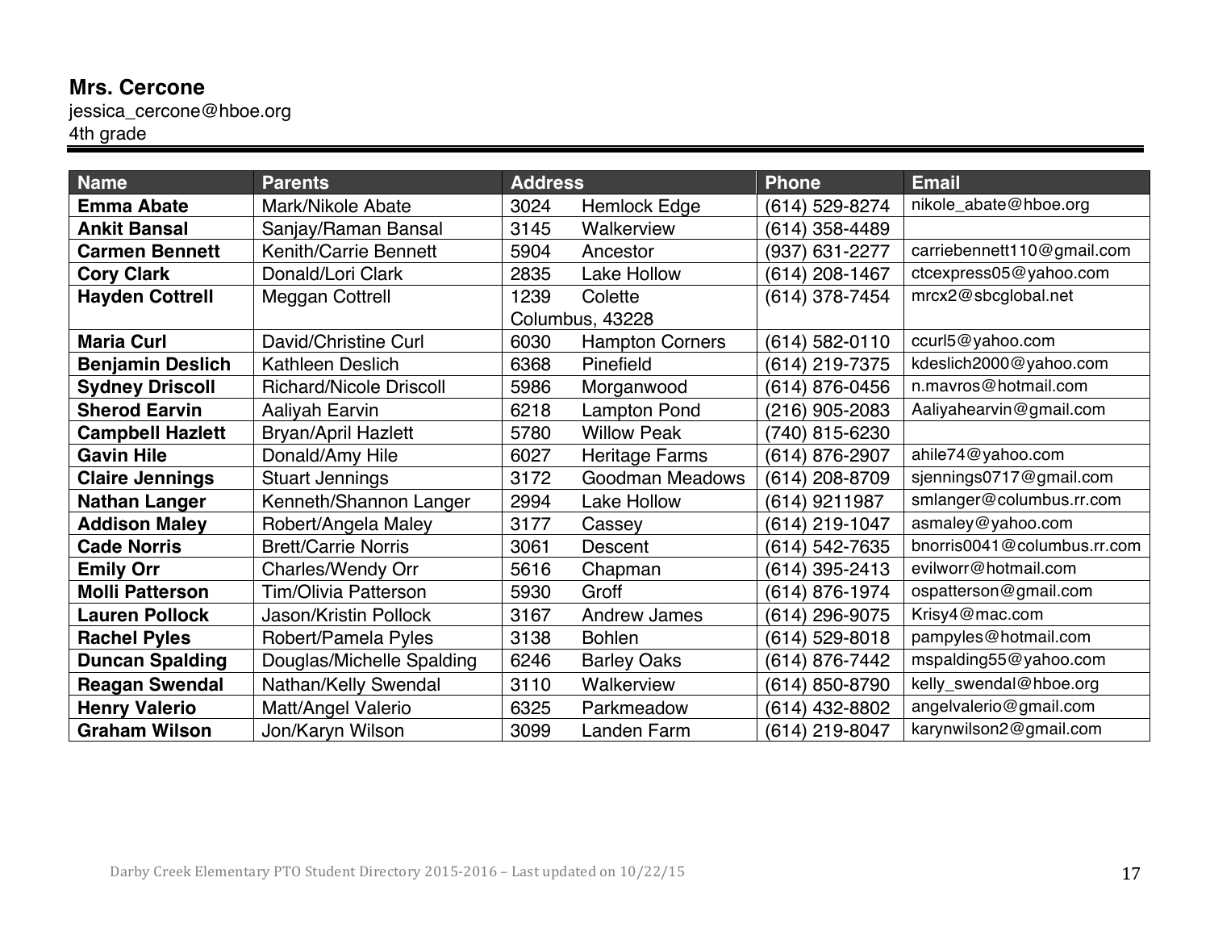**Mrs. Cercone**
jessica_cercone@hboe.org
4th grade

| Name | Parents | Address | Phone | Email |
|---|---|---|---|---|
| **Emma Abate** | Mark/Nikole Abate | 3024 Hemlock Edge | (614) 529-8274 | nikole_abate@hboe.org |
| **Ankit Bansal** | Sanjay/Raman Bansal | 3145 Walkerview | (614) 358-4489 | |
| **Carmen Bennett** | Kenith/Carrie Bennett | 5904 Ancestor | (937) 631-2277 | carriebennett110@gmail.com |
| **Cory Clark** | Donald/Lori Clark | 2835 Lake Hollow | (614) 208-1467 | ctcexpress05@yahoo.com |
| **Hayden Cottrell** | Meggan Cottrell | 1239 Colette Columbus, 43228 | (614) 378-7454 | mrcx2@sbcglobal.net |
| **Maria Curl** | David/Christine Curl | 6030 Hampton Corners | (614) 582-0110 | ccurl5@yahoo.com |
| **Benjamin Deslich** | Kathleen Deslich | 6368 Pinefield | (614) 219-7375 | kdeslich2000@yahoo.com |
| **Sydney Driscoll** | Richard/Nicole Driscoll | 5986 Morganwood | (614) 876-0456 | n.mavros@hotmail.com |
| **Sherod Earvin** | Aaliyah Earvin | 6218 Lampton Pond | (216) 905-2083 | Aaliyahearvin@gmail.com |
| **Campbell Hazlett** | Bryan/April Hazlett | 5780 Willow Peak | (740) 815-6230 | |
| **Gavin Hile** | Donald/Amy Hile | 6027 Heritage Farms | (614) 876-2907 | ahile74@yahoo.com |
| **Claire Jennings** | Stuart Jennings | 3172 Goodman Meadows | (614) 208-8709 | sjennings0717@gmail.com |
| **Nathan Langer** | Kenneth/Shannon Langer | 2994 Lake Hollow | (614) 9211987 | smlanger@columbus.rr.com |
| **Addison Maley** | Robert/Angela Maley | 3177 Cassey | (614) 219-1047 | asmaley@yahoo.com |
| **Cade Norris** | Brett/Carrie Norris | 3061 Descent | (614) 542-7635 | bnorris0041@columbus.rr.com |
| **Emily Orr** | Charles/Wendy Orr | 5616 Chapman | (614) 395-2413 | evilworr@hotmail.com |
| **Molli Patterson** | Tim/Olivia Patterson | 5930 Groff | (614) 876-1974 | ospatterson@gmail.com |
| **Lauren Pollock** | Jason/Kristin Pollock | 3167 Andrew James | (614) 296-9075 | Krisy4@mac.com |
| **Rachel Pyles** | Robert/Pamela Pyles | 3138 Bohlen | (614) 529-8018 | pampyles@hotmail.com |
| **Duncan Spalding** | Douglas/Michelle Spalding | 6246 Barley Oaks | (614) 876-7442 | mspalding55@yahoo.com |
| **Reagan Swendal** | Nathan/Kelly Swendal | 3110 Walkerview | (614) 850-8790 | kelly_swendal@hboe.org |
| **Henry Valerio** | Matt/Angel Valerio | 6325 Parkmeadow | (614) 432-8802 | angelvalerio@gmail.com |
| **Graham Wilson** | Jon/Karyn Wilson | 3099 Landen Farm | (614) 219-8047 | karynwilson2@gmail.com |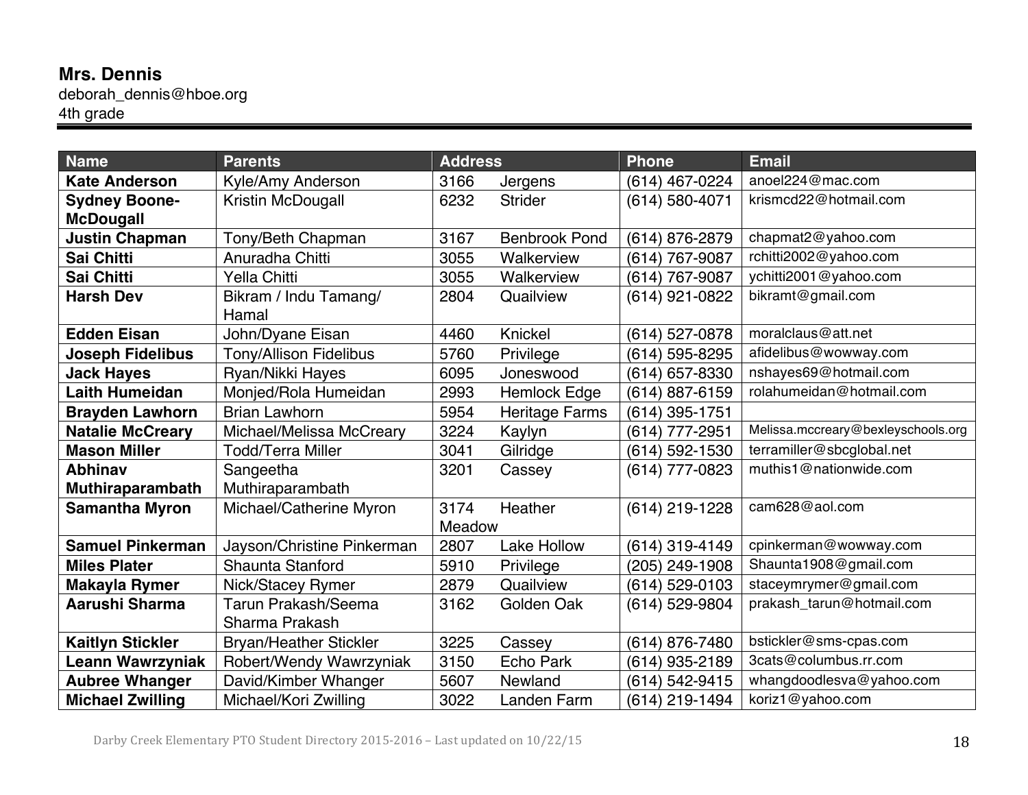**Mrs. Dennis**
deborah_dennis@hboe.org
4th grade

| Name | Parents | Address | | Phone | Email |
|---|---|---|---|---|---|
| **Kate Anderson** | Kyle/Amy Anderson | 3166 | Jergens | (614) 467-0224 | anoel224@mac.com |
| **Sydney Boone-McDougall** | Kristin McDougall | 6232 | Strider | (614) 580-4071 | krismcd22@hotmail.com |
| **Justin Chapman** | Tony/Beth Chapman | 3167 | Benbrook Pond | (614) 876-2879 | chapmat2@yahoo.com |
| **Sai Chitti** | Anuradha Chitti | 3055 | Walkerview | (614) 767-9087 | rchitti2002@yahoo.com |
| **Sai Chitti** | Yella Chitti | 3055 | Walkerview | (614) 767-9087 | ychitti2001@yahoo.com |
| **Harsh Dev** | Bikram / Indu Tamang/ Hamal | 2804 | Quailview | (614) 921-0822 | bikramt@gmail.com |
| **Edden Eisan** | John/Dyane Eisan | 4460 | Knickel | (614) 527-0878 | moralclaus@att.net |
| **Joseph Fidelibus** | Tony/Allison Fidelibus | 5760 | Privilege | (614) 595-8295 | afidelibus@wowway.com |
| **Jack Hayes** | Ryan/Nikki Hayes | 6095 | Joneswood | (614) 657-8330 | nshayes69@hotmail.com |
| **Laith Humeidan** | Monjed/Rola Humeidan | 2993 | Hemlock Edge | (614) 887-6159 | rolahumeidan@hotmail.com |
| **Brayden Lawhorn** | Brian Lawhorn | 5954 | Heritage Farms | (614) 395-1751 | |
| **Natalie McCreary** | Michael/Melissa McCreary | 3224 | Kaylyn | (614) 777-2951 | Melissa.mccreary@bexleyschools.org |
| **Mason Miller** | Todd/Terra Miller | 3041 | Gilridge | (614) 592-1530 | terramiller@sbcglobal.net |
| **Abhinav Muthiraparambath** | Sangeetha Muthiraparambath | 3201 | Cassey | (614) 777-0823 | muthis1@nationwide.com |
| **Samantha Myron** | Michael/Catherine Myron | 3174 | Heather Meadow | (614) 219-1228 | cam628@aol.com |
| **Samuel Pinkerman** | Jayson/Christine Pinkerman | 2807 | Lake Hollow | (614) 319-4149 | cpinkerman@wowway.com |
| **Miles Plater** | Shaunta Stanford | 5910 | Privilege | (205) 249-1908 | Shaunta1908@gmail.com |
| **Makayla Rymer** | Nick/Stacey Rymer | 2879 | Quailview | (614) 529-0103 | staceymrymer@gmail.com |
| **Aarushi Sharma** | Tarun Prakash/Seema Sharma Prakash | 3162 | Golden Oak | (614) 529-9804 | prakash_tarun@hotmail.com |
| **Kaitlyn Stickler** | Bryan/Heather Stickler | 3225 | Cassey | (614) 876-7480 | bstickler@sms-cpas.com |
| **Leann Wawrzyniak** | Robert/Wendy Wawrzyniak | 3150 | Echo Park | (614) 935-2189 | 3cats@columbus.rr.com |
| **Aubree Whanger** | David/Kimber Whanger | 5607 | Newland | (614) 542-9415 | whangdoodlesva@yahoo.com |
| **Michael Zwilling** | Michael/Kori Zwilling | 3022 | Landen Farm | (614) 219-1494 | koriz1@yahoo.com |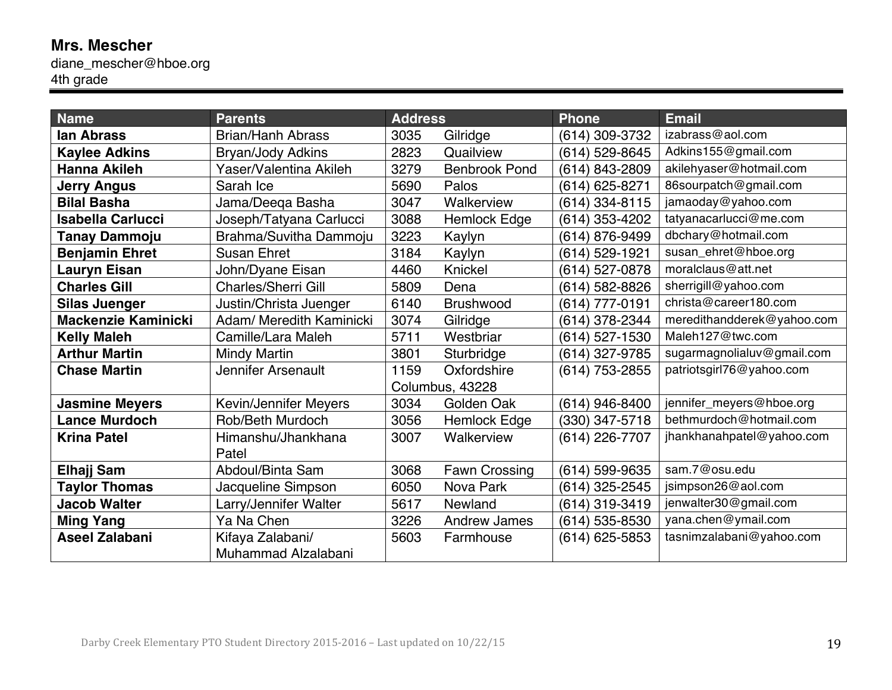**Mrs. Mescher**
diane_mescher@hboe.org
4th grade

| Name | Parents | Address | Phone | Email |
|---|---|---|---|---|
| **Ian Abrass** | Brian/Hanh Abrass | 3035 Gilridge | (614) 309-3732 | izabrass@aol.com |
| **Kaylee Adkins** | Bryan/Jody Adkins | 2823 Quailview | (614) 529-8645 | Adkins155@gmail.com |
| **Hanna Akileh** | Yaser/Valentina Akileh | 3279 Benbrook Pond | (614) 843-2809 | akilehyaser@hotmail.com |
| **Jerry Angus** | Sarah Ice | 5690 Palos | (614) 625-8271 | 86sourpatch@gmail.com |
| **Bilal Basha** | Jama/Deeqa Basha | 3047 Walkerview | (614) 334-8115 | jamaoday@yahoo.com |
| **Isabella Carlucci** | Joseph/Tatyana Carlucci | 3088 Hemlock Edge | (614) 353-4202 | tatyanacarlucci@me.com |
| **Tanay Dammoju** | Brahma/Suvitha Dammoju | 3223 Kaylyn | (614) 876-9499 | dbchary@hotmail.com |
| **Benjamin Ehret** | Susan Ehret | 3184 Kaylyn | (614) 529-1921 | susan_ehret@hboe.org |
| **Lauryn Eisan** | John/Dyane Eisan | 4460 Knickel | (614) 527-0878 | moralclaus@att.net |
| **Charles Gill** | Charles/Sherri Gill | 5809 Dena | (614) 582-8826 | sherrigill@yahoo.com |
| **Silas Juenger** | Justin/Christa Juenger | 6140 Brushwood | (614) 777-0191 | christa@career180.com |
| **Mackenzie Kaminicki** | Adam/ Meredith Kaminicki | 3074 Gilridge | (614) 378-2344 | meredithandderek@yahoo.com |
| **Kelly Maleh** | Camille/Lara Maleh | 5711 Westbriar | (614) 527-1530 | Maleh127@twc.com |
| **Arthur Martin** | Mindy Martin | 3801 Sturbridge | (614) 327-9785 | sugarmagnolialuv@gmail.com |
| **Chase Martin** | Jennifer Arsenault | 1159 Oxfordshire Columbus, 43228 | (614) 753-2855 | patriotsgirl76@yahoo.com |
| **Jasmine Meyers** | Kevin/Jennifer Meyers | 3034 Golden Oak | (614) 946-8400 | jennifer_meyers@hboe.org |
| **Lance Murdoch** | Rob/Beth Murdoch | 3056 Hemlock Edge | (330) 347-5718 | bethmurdoch@hotmail.com |
| **Krina Patel** | Himanshu/Jhankhana Patel | 3007 Walkerview | (614) 226-7707 | jhankhanahpatel@yahoo.com |
| **Elhajj Sam** | Abdoul/Binta Sam | 3068 Fawn Crossing | (614) 599-9635 | sam.7@osu.edu |
| **Taylor Thomas** | Jacqueline Simpson | 6050 Nova Park | (614) 325-2545 | jsimpson26@aol.com |
| **Jacob Walter** | Larry/Jennifer Walter | 5617 Newland | (614) 319-3419 | jenwalter30@gmail.com |
| **Ming Yang** | Ya Na Chen | 3226 Andrew James | (614) 535-8530 | yana.chen@ymail.com |
| **Aseel Zalabani** | Kifaya Zalabani/ Muhammad Alzalabani | 5603 Farmhouse | (614) 625-5853 | tasnimzalabani@yahoo.com |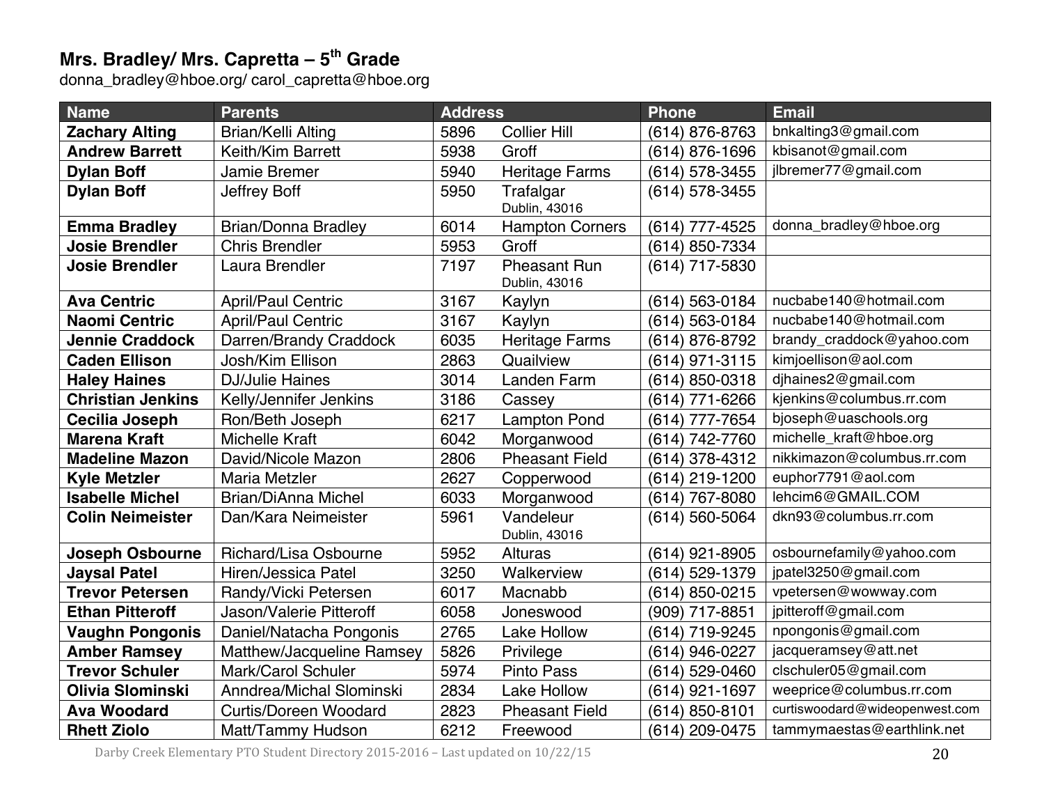## Mrs. Bradley/ Mrs. Capretta – 5th Grade

donna_bradley@hboe.org/ carol_capretta@hboe.org

| Name | Parents | Address | Phone | Email |
|---|---|---|---|---|
| **Zachary Alting** | Brian/Kelli Alting | 5896 Collier Hill | (614) 876-8763 | bnkalting3@gmail.com |
| **Andrew Barrett** | Keith/Kim Barrett | 5938 Groff | (614) 876-1696 | kbisanot@gmail.com |
| **Dylan Boff** | Jamie Bremer | 5940 Heritage Farms | (614) 578-3455 | jlbremer77@gmail.com |
| **Dylan Boff** | Jeffrey Boff | 5950 Trafalgar Dublin, 43016 | (614) 578-3455 | |
| **Emma Bradley** | Brian/Donna Bradley | 6014 Hampton Corners | (614) 777-4525 | donna_bradley@hboe.org |
| **Josie Brendler** | Chris Brendler | 5953 Groff | (614) 850-7334 | |
| **Josie Brendler** | Laura Brendler | 7197 Pheasant Run Dublin, 43016 | (614) 717-5830 | |
| **Ava Centric** | April/Paul Centric | 3167 Kaylyn | (614) 563-0184 | nucbabe140@hotmail.com |
| **Naomi Centric** | April/Paul Centric | 3167 Kaylyn | (614) 563-0184 | nucbabe140@hotmail.com |
| **Jennie Craddock** | Darren/Brandy Craddock | 6035 Heritage Farms | (614) 876-8792 | brandy_craddock@yahoo.com |
| **Caden Ellison** | Josh/Kim Ellison | 2863 Quailview | (614) 971-3115 | kimjoellison@aol.com |
| **Haley Haines** | DJ/Julie Haines | 3014 Landen Farm | (614) 850-0318 | djhaines2@gmail.com |
| **Christian Jenkins** | Kelly/Jennifer Jenkins | 3186 Cassey | (614) 771-6266 | kjenkins@columbus.rr.com |
| **Cecilia Joseph** | Ron/Beth Joseph | 6217 Lampton Pond | (614) 777-7654 | bjoseph@uaschools.org |
| **Marena Kraft** | Michelle Kraft | 6042 Morganwood | (614) 742-7760 | michelle_kraft@hboe.org |
| **Madeline Mazon** | David/Nicole Mazon | 2806 Pheasant Field | (614) 378-4312 | nikkimazon@columbus.rr.com |
| **Kyle Metzler** | Maria Metzler | 2627 Copperwood | (614) 219-1200 | euphor7791@aol.com |
| **Isabelle Michel** | Brian/DiAnna Michel | 6033 Morganwood | (614) 767-8080 | lehcim6@GMAIL.COM |
| **Colin Neimeister** | Dan/Kara Neimeister | 5961 Vandeleur Dublin, 43016 | (614) 560-5064 | dkn93@columbus.rr.com |
| **Joseph Osbourne** | Richard/Lisa Osbourne | 5952 Alturas | (614) 921-8905 | osbournefamily@yahoo.com |
| **Jaysal Patel** | Hiren/Jessica Patel | 3250 Walkerview | (614) 529-1379 | jpatel3250@gmail.com |
| **Trevor Petersen** | Randy/Vicki Petersen | 6017 Macnabb | (614) 850-0215 | vpetersen@wowway.com |
| **Ethan Pitteroff** | Jason/Valerie Pitteroff | 6058 Joneswood | (909) 717-8851 | jpitteroff@gmail.com |
| **Vaughn Pongonis** | Daniel/Natacha Pongonis | 2765 Lake Hollow | (614) 719-9245 | npongonis@gmail.com |
| **Amber Ramsey** | Matthew/Jacqueline Ramsey | 5826 Privilege | (614) 946-0227 | jacqueramsey@att.net |
| **Trevor Schuler** | Mark/Carol Schuler | 5974 Pinto Pass | (614) 529-0460 | clschuler05@gmail.com |
| **Olivia Slominski** | Anndrea/Michal Slominski | 2834 Lake Hollow | (614) 921-1697 | weeprice@columbus.rr.com |
| **Ava Woodard** | Curtis/Doreen Woodard | 2823 Pheasant Field | (614) 850-8101 | curtiswoodard@wideopenwest.com |
| **Rhett Ziolo** | Matt/Tammy Hudson | 6212 Freewood | (614) 209-0475 | tammymaestas@earthlink.net |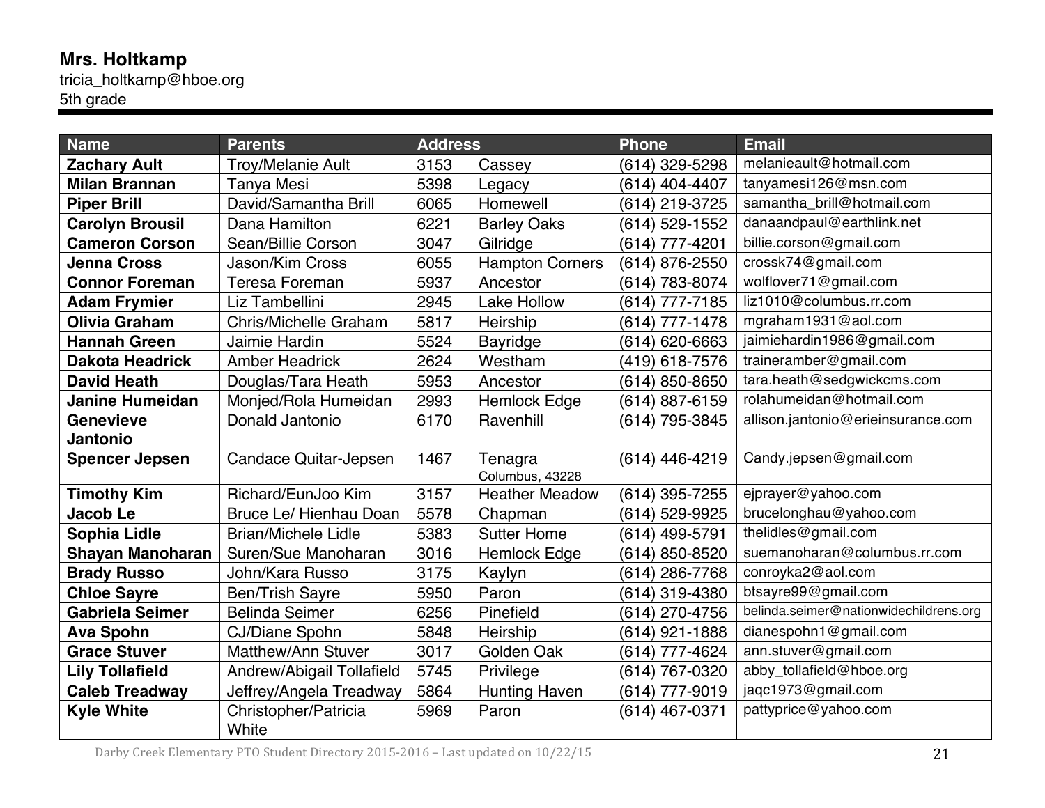**Mrs. Holtkamp**
tricia_holtkamp@hboe.org
5th grade

| Name | Parents | Address | | Phone | Email |
|---|---|---|---|---|---|
| **Zachary Ault** | Troy/Melanie Ault | 3153 | Cassey | (614) 329-5298 | melanieault@hotmail.com |
| **Milan Brannan** | Tanya Mesi | 5398 | Legacy | (614) 404-4407 | tanyamesi126@msn.com |
| **Piper Brill** | David/Samantha Brill | 6065 | Homewell | (614) 219-3725 | samantha_brill@hotmail.com |
| **Carolyn Brousil** | Dana Hamilton | 6221 | Barley Oaks | (614) 529-1552 | danaandpaul@earthlink.net |
| **Cameron Corson** | Sean/Billie Corson | 3047 | Gilridge | (614) 777-4201 | billie.corson@gmail.com |
| **Jenna Cross** | Jason/Kim Cross | 6055 | Hampton Corners | (614) 876-2550 | crossk74@gmail.com |
| **Connor Foreman** | Teresa Foreman | 5937 | Ancestor | (614) 783-8074 | wolflover71@gmail.com |
| **Adam Frymier** | Liz Tambellini | 2945 | Lake Hollow | (614) 777-7185 | liz1010@columbus.rr.com |
| **Olivia Graham** | Chris/Michelle Graham | 5817 | Heirship | (614) 777-1478 | mgraham1931@aol.com |
| **Hannah Green** | Jaimie Hardin | 5524 | Bayridge | (614) 620-6663 | jaimiehardin1986@gmail.com |
| **Dakota Headrick** | Amber Headrick | 2624 | Westham | (419) 618-7576 | traineramber@gmail.com |
| **David Heath** | Douglas/Tara Heath | 5953 | Ancestor | (614) 850-8650 | tara.heath@sedgwickcms.com |
| **Janine Humeidan** | Monjed/Rola Humeidan | 2993 | Hemlock Edge | (614) 887-6159 | rolahumeidan@hotmail.com |
| **Genevieve Jantonio** | Donald Jantonio | 6170 | Ravenhill | (614) 795-3845 | allison.jantonio@erieinsurance.com |
| **Spencer Jepsen** | Candace Quitar-Jepsen | 1467 | Tenagra Columbus, 43228 | (614) 446-4219 | Candy.jepsen@gmail.com |
| **Timothy Kim** | Richard/EunJoo Kim | 3157 | Heather Meadow | (614) 395-7255 | ejprayer@yahoo.com |
| **Jacob Le** | Bruce Le/ Hienhau Doan | 5578 | Chapman | (614) 529-9925 | brucelonghau@yahoo.com |
| **Sophia Lidle** | Brian/Michele Lidle | 5383 | Sutter Home | (614) 499-5791 | thelidles@gmail.com |
| **Shayan Manoharan** | Suren/Sue Manoharan | 3016 | Hemlock Edge | (614) 850-8520 | suemanoharan@columbus.rr.com |
| **Brady Russo** | John/Kara Russo | 3175 | Kaylyn | (614) 286-7768 | conroyka2@aol.com |
| **Chloe Sayre** | Ben/Trish Sayre | 5950 | Paron | (614) 319-4380 | btsayre99@gmail.com |
| **Gabriela Seimer** | Belinda Seimer | 6256 | Pinefield | (614) 270-4756 | belinda.seimer@nationwidechildrens.org |
| **Ava Spohn** | CJ/Diane Spohn | 5848 | Heirship | (614) 921-1888 | dianespohn1@gmail.com |
| **Grace Stuver** | Matthew/Ann Stuver | 3017 | Golden Oak | (614) 777-4624 | ann.stuver@gmail.com |
| **Lily Tollafield** | Andrew/Abigail Tollafield | 5745 | Privilege | (614) 767-0320 | abby_tollafield@hboe.org |
| **Caleb Treadway** | Jeffrey/Angela Treadway | 5864 | Hunting Haven | (614) 777-9019 | jaqc1973@gmail.com |
| **Kyle White** | Christopher/Patricia White | 5969 | Paron | (614) 467-0371 | pattyprice@yahoo.com |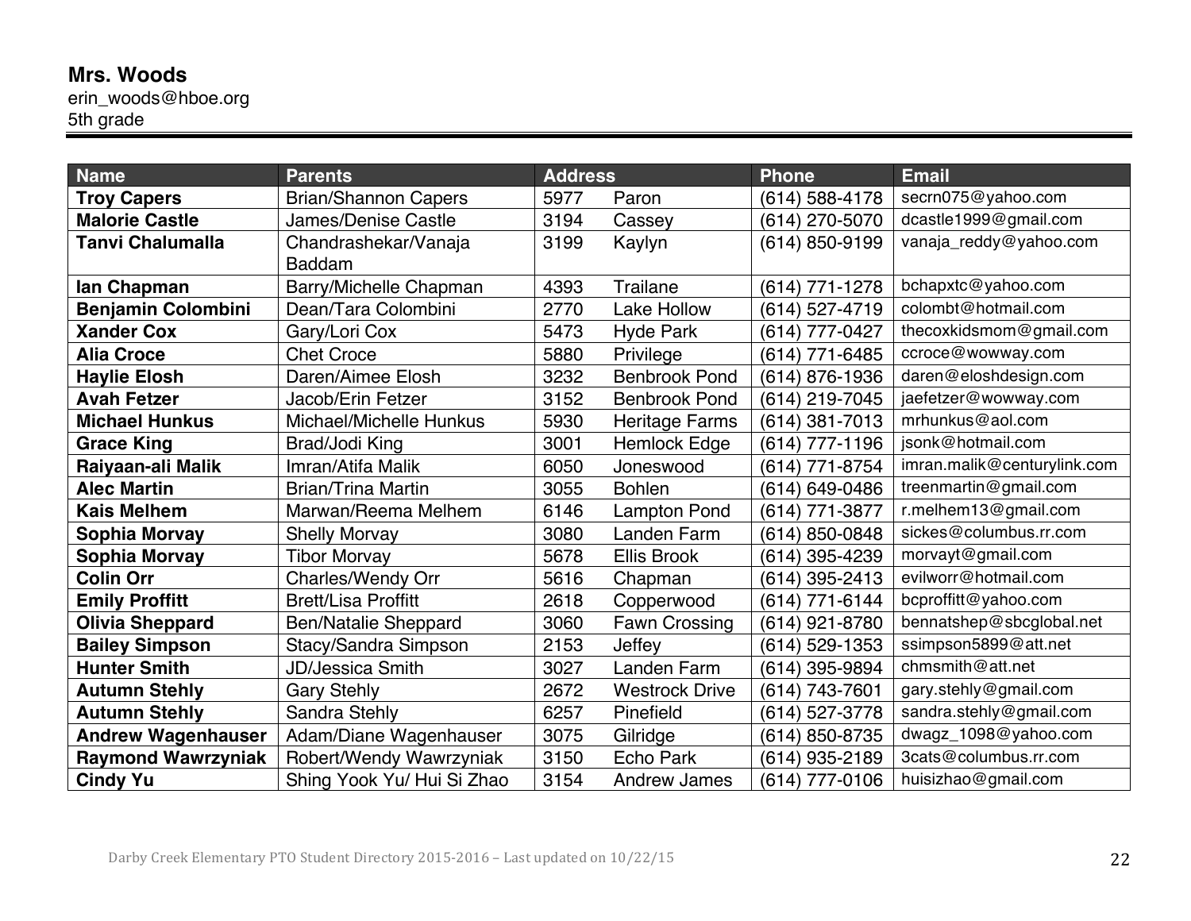**Mrs. Woods**
erin_woods@hboe.org
5th grade

| Name | Parents | Address | Phone | Email |
|---|---|---|---|---|
| **Troy Capers** | Brian/Shannon Capers | 5977 Paron | (614) 588-4178 | secrn075@yahoo.com |
| **Malorie Castle** | James/Denise Castle | 3194 Cassey | (614) 270-5070 | dcastle1999@gmail.com |
| **Tanvi Chalumalla** | Chandrashekar/Vanaja Baddam | 3199 Kaylyn | (614) 850-9199 | vanaja_reddy@yahoo.com |
| **Ian Chapman** | Barry/Michelle Chapman | 4393 Trailane | (614) 771-1278 | bchapxtc@yahoo.com |
| **Benjamin Colombini** | Dean/Tara Colombini | 2770 Lake Hollow | (614) 527-4719 | colombt@hotmail.com |
| **Xander Cox** | Gary/Lori Cox | 5473 Hyde Park | (614) 777-0427 | thecoxkidsmom@gmail.com |
| **Alia Croce** | Chet Croce | 5880 Privilege | (614) 771-6485 | ccroce@wowway.com |
| **Haylie Elosh** | Daren/Aimee Elosh | 3232 Benbrook Pond | (614) 876-1936 | daren@eloshdesign.com |
| **Avah Fetzer** | Jacob/Erin Fetzer | 3152 Benbrook Pond | (614) 219-7045 | jaefetzer@wowway.com |
| **Michael Hunkus** | Michael/Michelle Hunkus | 5930 Heritage Farms | (614) 381-7013 | mrhunkus@aol.com |
| **Grace King** | Brad/Jodi King | 3001 Hemlock Edge | (614) 777-1196 | jsonk@hotmail.com |
| **Raiyaan-ali Malik** | Imran/Atifa Malik | 6050 Joneswood | (614) 771-8754 | imran.malik@centurylink.com |
| **Alec Martin** | Brian/Trina Martin | 3055 Bohlen | (614) 649-0486 | treenmartin@gmail.com |
| **Kais Melhem** | Marwan/Reema Melhem | 6146 Lampton Pond | (614) 771-3877 | r.melhem13@gmail.com |
| **Sophia Morvay** | Shelly Morvay | 3080 Landen Farm | (614) 850-0848 | sickes@columbus.rr.com |
| **Sophia Morvay** | Tibor Morvay | 5678 Ellis Brook | (614) 395-4239 | morvayt@gmail.com |
| **Colin Orr** | Charles/Wendy Orr | 5616 Chapman | (614) 395-2413 | evilworr@hotmail.com |
| **Emily Proffitt** | Brett/Lisa Proffitt | 2618 Copperwood | (614) 771-6144 | bcproffitt@yahoo.com |
| **Olivia Sheppard** | Ben/Natalie Sheppard | 3060 Fawn Crossing | (614) 921-8780 | bennatshep@sbcglobal.net |
| **Bailey Simpson** | Stacy/Sandra Simpson | 2153 Jeffey | (614) 529-1353 | ssimpson5899@att.net |
| **Hunter Smith** | JD/Jessica Smith | 3027 Landen Farm | (614) 395-9894 | chmsmith@att.net |
| **Autumn Stehly** | Gary Stehly | 2672 Westrock Drive | (614) 743-7601 | gary.stehly@gmail.com |
| **Autumn Stehly** | Sandra Stehly | 6257 Pinefield | (614) 527-3778 | sandra.stehly@gmail.com |
| **Andrew Wagenhauser** | Adam/Diane Wagenhauser | 3075 Gilridge | (614) 850-8735 | dwagz_1098@yahoo.com |
| **Raymond Wawrzyniak** | Robert/Wendy Wawrzyniak | 3150 Echo Park | (614) 935-2189 | 3cats@columbus.rr.com |
| **Cindy Yu** | Shing Yook Yu/ Hui Si Zhao | 3154 Andrew James | (614) 777-0106 | huisizhao@gmail.com |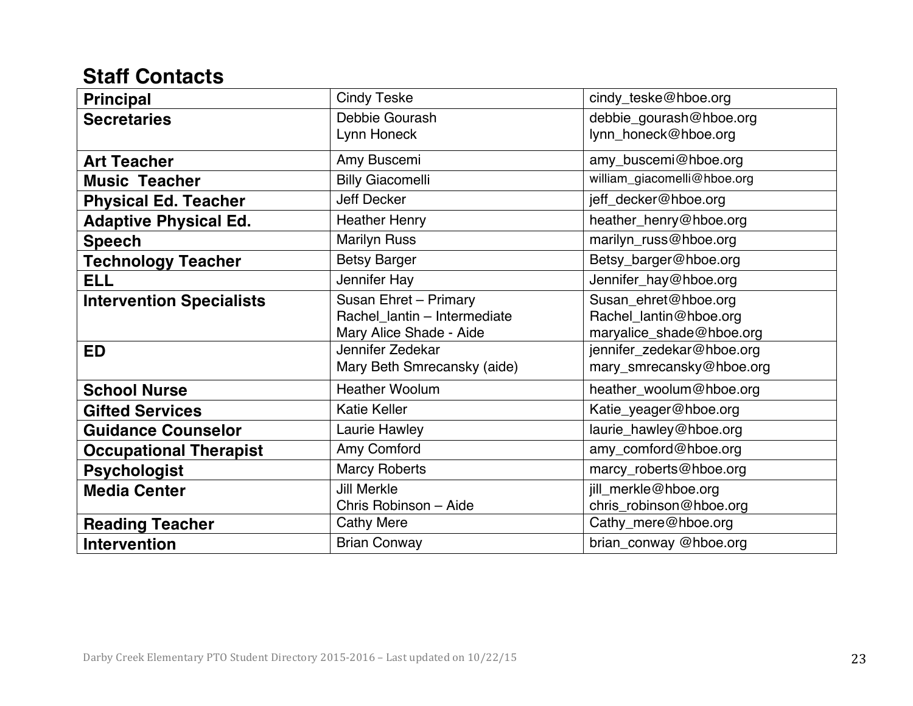## Staff Contacts

| | | |
|---|---|---|
| **Principal** | Cindy Teske | cindy_teske@hboe.org |
| **Secretaries** | Debbie Gourash<br>Lynn Honeck | debbie_gourash@hboe.org<br>lynn_honeck@hboe.org |
| **Art Teacher** | Amy Buscemi | amy_buscemi@hboe.org |
| **Music Teacher** | Billy Giacomelli | william_giacomelli@hboe.org |
| **Physical Ed. Teacher** | Jeff Decker | jeff_decker@hboe.org |
| **Adaptive Physical Ed.** | Heather Henry | heather_henry@hboe.org |
| **Speech** | Marilyn Russ | marilyn_russ@hboe.org |
| **Technology Teacher** | Betsy Barger | Betsy_barger@hboe.org |
| **ELL** | Jennifer Hay | Jennifer_hay@hboe.org |
| **Intervention Specialists** | Susan Ehret – Primary<br>Rachel_lantin – Intermediate<br>Mary Alice Shade - Aide | Susan_ehret@hboe.org<br>Rachel_lantin@hboe.org<br>maryalice_shade@hboe.org |
| **ED** | Jennifer Zedekar<br>Mary Beth Smrecansky (aide) | jennifer_zedekar@hboe.org<br>mary_smrecansky@hboe.org |
| **School Nurse** | Heather Woolum | heather_woolum@hboe.org |
| **Gifted Services** | Katie Keller | Katie_yeager@hboe.org |
| **Guidance Counselor** | Laurie Hawley | laurie_hawley@hboe.org |
| **Occupational Therapist** | Amy Comford | amy_comford@hboe.org |
| **Psychologist** | Marcy Roberts | marcy_roberts@hboe.org |
| **Media Center** | Jill Merkle<br>Chris Robinson – Aide | jill_merkle@hboe.org<br>chris_robinson@hboe.org |
| **Reading Teacher** | Cathy Mere | Cathy_mere@hboe.org |
| **Intervention** | Brian Conway | brian_conway @hboe.org |